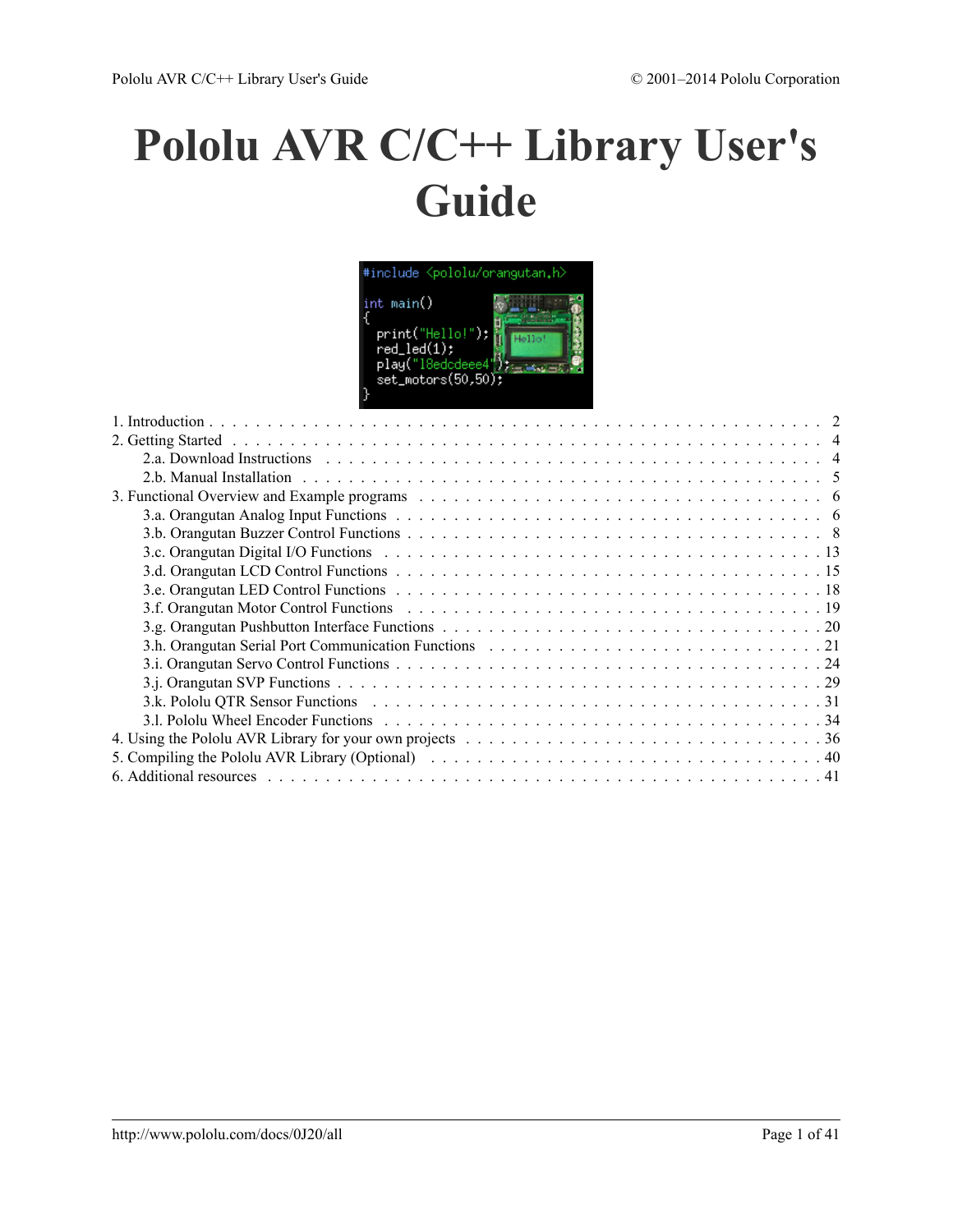# Pololu AVR C/C++ Library User's Guide

1. Introduction . . . 2
2. Getting Started . . . 4
   - 2.a. Download Instructions . . . 4
   - 2.b. Manual Installation . . . 5
3. Functional Overview and Example programs . . . 6
   - 3.a. Orangutan Analog Input Functions . . . 6
   - 3.b. Orangutan Buzzer Control Functions . . . 8
   - 3.c. Orangutan Digital I/O Functions . . . 13
   - 3.d. Orangutan LCD Control Functions . . . 15
   - 3.e. Orangutan LED Control Functions . . . 18
   - 3.f. Orangutan Motor Control Functions . . . 19
   - 3.g. Orangutan Pushbutton Interface Functions . . . 20
   - 3.h. Orangutan Serial Port Communication Functions . . . 21
   - 3.i. Orangutan Servo Control Functions . . . 24
   - 3.j. Orangutan SVP Functions . . . 29
   - 3.k. Pololu QTR Sensor Functions . . . 31
   - 3.l. Pololu Wheel Encoder Functions . . . 34
4. Using the Pololu AVR Library for your own projects . . . 36
5. Compiling the Pololu AVR Library (Optional) . . . 40
6. Additional resources . . . 41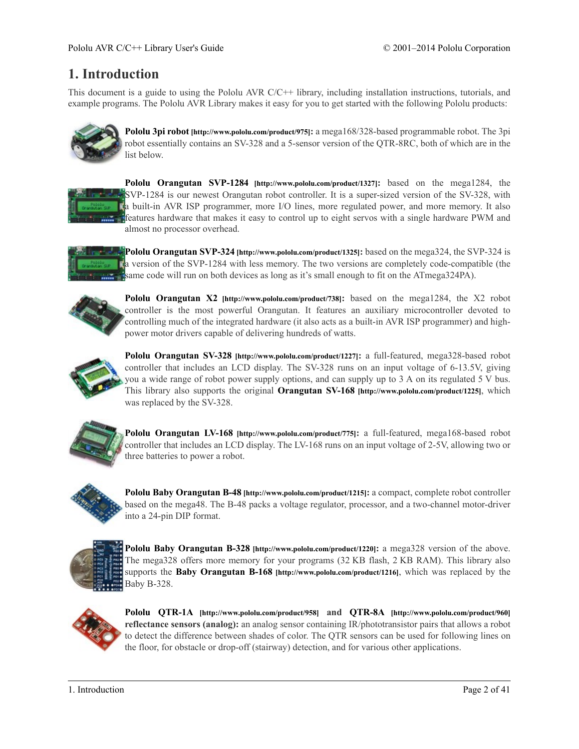# 1. Introduction

This document is a guide to using the Pololu AVR C/C++ library, including installation instructions, tutorials, and example programs. The Pololu AVR Library makes it easy for you to get started with the following Pololu products:

**Pololu 3pi robot [http://www.pololu.com/product/975]:** a mega168/328-based programmable robot. The 3pi robot essentially contains an SV-328 and a 5-sensor version of the QTR-8RC, both of which are in the list below.

**Pololu Orangutan SVP-1284 [http://www.pololu.com/product/1327]:** based on the mega1284, the SVP-1284 is our newest Orangutan robot controller. It is a super-sized version of the SV-328, with a built-in AVR ISP programmer, more I/O lines, more regulated power, and more memory. It also features hardware that makes it easy to control up to eight servos with a single hardware PWM and almost no processor overhead.

**Pololu Orangutan SVP-324 [http://www.pololu.com/product/1325]:** based on the mega324, the SVP-324 is a version of the SVP-1284 with less memory. The two versions are completely code-compatible (the same code will run on both devices as long as it's small enough to fit on the ATmega324PA).

**Pololu Orangutan X2 [http://www.pololu.com/product/738]:** based on the mega1284, the X2 robot controller is the most powerful Orangutan. It features an auxiliary microcontroller devoted to controlling much of the integrated hardware (it also acts as a built-in AVR ISP programmer) and high-power motor drivers capable of delivering hundreds of watts.

**Pololu Orangutan SV-328 [http://www.pololu.com/product/1227]:** a full-featured, mega328-based robot controller that includes an LCD display. The SV-328 runs on an input voltage of 6-13.5V, giving you a wide range of robot power supply options, and can supply up to 3 A on its regulated 5 V bus. This library also supports the original **Orangutan SV-168 [http://www.pololu.com/product/1225]**, which was replaced by the SV-328.

**Pololu Orangutan LV-168 [http://www.pololu.com/product/775]:** a full-featured, mega168-based robot controller that includes an LCD display. The LV-168 runs on an input voltage of 2-5V, allowing two or three batteries to power a robot.

**Pololu Baby Orangutan B-48 [http://www.pololu.com/product/1215]:** a compact, complete robot controller based on the mega48. The B-48 packs a voltage regulator, processor, and a two-channel motor-driver into a 24-pin DIP format.

**Pololu Baby Orangutan B-328 [http://www.pololu.com/product/1220]:** a mega328 version of the above. The mega328 offers more memory for your programs (32 KB flash, 2 KB RAM). This library also supports the **Baby Orangutan B-168 [http://www.pololu.com/product/1216]**, which was replaced by the Baby B-328.

**Pololu QTR-1A [http://www.pololu.com/product/958] and QTR-8A [http://www.pololu.com/product/960] reflectance sensors (analog):** an analog sensor containing IR/phototransistor pairs that allows a robot to detect the difference between shades of color. The QTR sensors can be used for following lines on the floor, for obstacle or drop-off (stairway) detection, and for various other applications.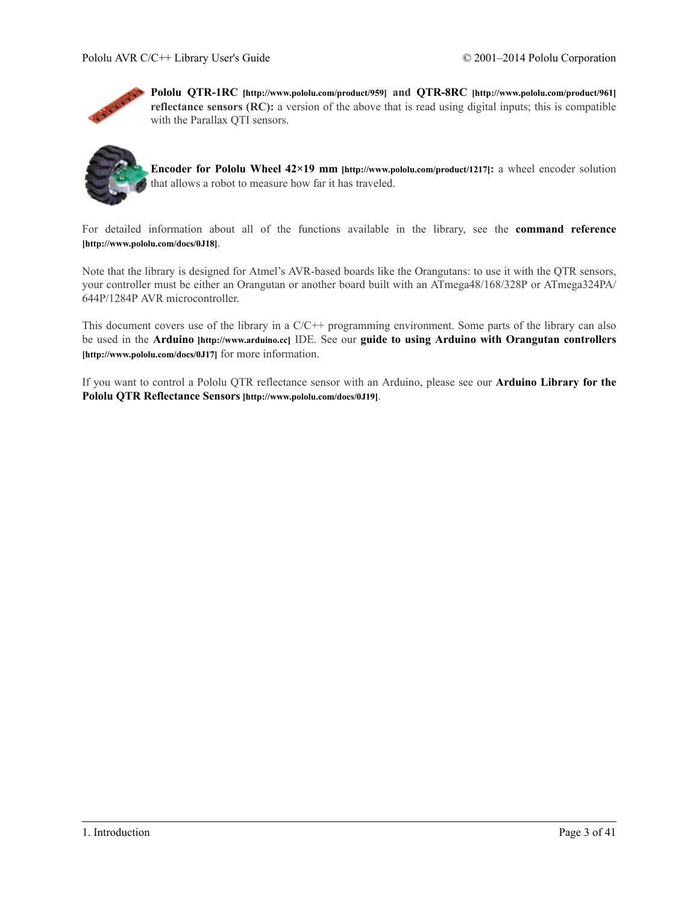**Pololu QTR-1RC [http://www.pololu.com/product/959] and QTR-8RC [http://www.pololu.com/product/961] reflectance sensors (RC):** a version of the above that is read using digital inputs; this is compatible with the Parallax QTI sensors.

**Encoder for Pololu Wheel 42×19 mm [http://www.pololu.com/product/1217]:** a wheel encoder solution that allows a robot to measure how far it has traveled.

For detailed information about all of the functions available in the library, see the **command reference [http://www.pololu.com/docs/0J18]**.

Note that the library is designed for Atmel's AVR-based boards like the Orangutans: to use it with the QTR sensors, your controller must be either an Orangutan or another board built with an ATmega48/168/328P or ATmega324PA/644P/1284P AVR microcontroller.

This document covers use of the library in a C/C++ programming environment. Some parts of the library can also be used in the **Arduino [http://www.arduino.cc]** IDE. See our **guide to using Arduino with Orangutan controllers [http://www.pololu.com/docs/0J17]** for more information.

If you want to control a Pololu QTR reflectance sensor with an Arduino, please see our **Arduino Library for the Pololu QTR Reflectance Sensors [http://www.pololu.com/docs/0J19]**.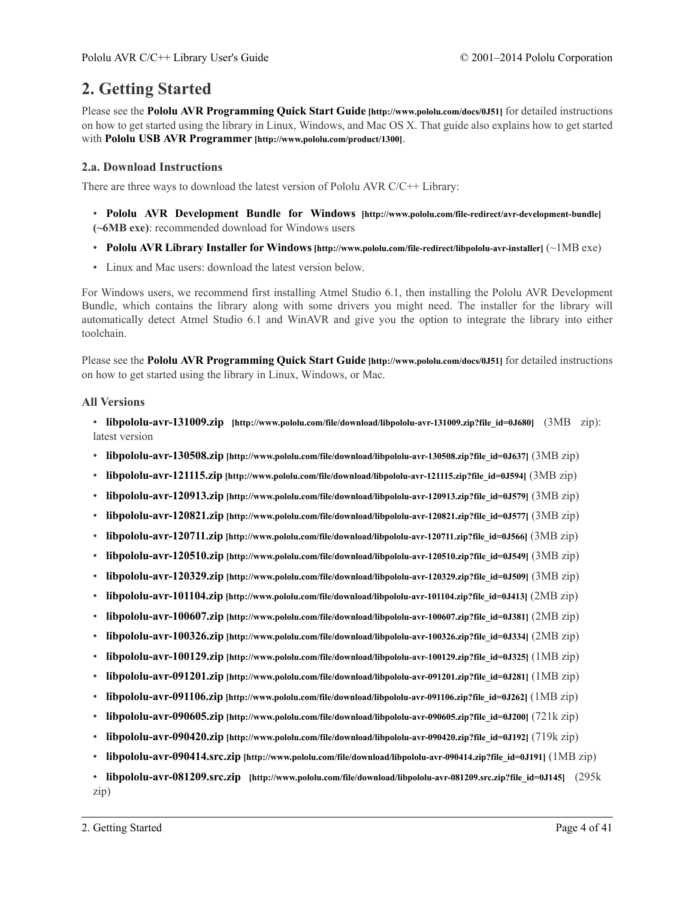# 2. Getting Started

Please see the **Pololu AVR Programming Quick Start Guide [http://www.pololu.com/docs/0J51]** for detailed instructions on how to get started using the library in Linux, Windows, and Mac OS X. That guide also explains how to get started with **Pololu USB AVR Programmer [http://www.pololu.com/product/1300]**.

## 2.a. Download Instructions

There are three ways to download the latest version of Pololu AVR C/C++ Library:

- **Pololu AVR Development Bundle for Windows [http://www.pololu.com/file-redirect/avr-development-bundle] (~6MB exe)**: recommended download for Windows users
- **Pololu AVR Library Installer for Windows [http://www.pololu.com/file-redirect/libpololu-avr-installer]** (~1MB exe)
- Linux and Mac users: download the latest version below.

For Windows users, we recommend first installing Atmel Studio 6.1, then installing the Pololu AVR Development Bundle, which contains the library along with some drivers you might need. The installer for the library will automatically detect Atmel Studio 6.1 and WinAVR and give you the option to integrate the library into either toolchain.

Please see the **Pololu AVR Programming Quick Start Guide [http://www.pololu.com/docs/0J51]** for detailed instructions on how to get started using the library in Linux, Windows, or Mac.

### All Versions

- **libpololu-avr-131009.zip [http://www.pololu.com/file/download/libpololu-avr-131009.zip?file_id=0J680]** (3MB zip): latest version
- **libpololu-avr-130508.zip [http://www.pololu.com/file/download/libpololu-avr-130508.zip?file_id=0J637]** (3MB zip)
- **libpololu-avr-121115.zip [http://www.pololu.com/file/download/libpololu-avr-121115.zip?file_id=0J594]** (3MB zip)
- **libpololu-avr-120913.zip [http://www.pololu.com/file/download/libpololu-avr-120913.zip?file_id=0J579]** (3MB zip)
- **libpololu-avr-120821.zip [http://www.pololu.com/file/download/libpololu-avr-120821.zip?file_id=0J577]** (3MB zip)
- **libpololu-avr-120711.zip [http://www.pololu.com/file/download/libpololu-avr-120711.zip?file_id=0J566]** (3MB zip)
- **libpololu-avr-120510.zip [http://www.pololu.com/file/download/libpololu-avr-120510.zip?file_id=0J549]** (3MB zip)
- **libpololu-avr-120329.zip [http://www.pololu.com/file/download/libpololu-avr-120329.zip?file_id=0J509]** (3MB zip)
- **libpololu-avr-101104.zip [http://www.pololu.com/file/download/libpololu-avr-101104.zip?file_id=0J413]** (2MB zip)
- **libpololu-avr-100607.zip [http://www.pololu.com/file/download/libpololu-avr-100607.zip?file_id=0J381]** (2MB zip)
- **libpololu-avr-100326.zip [http://www.pololu.com/file/download/libpololu-avr-100326.zip?file_id=0J334]** (2MB zip)
- **libpololu-avr-100129.zip [http://www.pololu.com/file/download/libpololu-avr-100129.zip?file_id=0J325]** (1MB zip)
- **libpololu-avr-091201.zip [http://www.pololu.com/file/download/libpololu-avr-091201.zip?file_id=0J281]** (1MB zip)
- **libpololu-avr-091106.zip [http://www.pololu.com/file/download/libpololu-avr-091106.zip?file_id=0J262]** (1MB zip)
- **libpololu-avr-090605.zip [http://www.pololu.com/file/download/libpololu-avr-090605.zip?file_id=0J200]** (721k zip)
- **libpololu-avr-090420.zip [http://www.pololu.com/file/download/libpololu-avr-090420.zip?file_id=0J192]** (719k zip)
- **libpololu-avr-090414.src.zip [http://www.pololu.com/file/download/libpololu-avr-090414.zip?file_id=0J191]** (1MB zip)
- **libpololu-avr-081209.src.zip [http://www.pololu.com/file/download/libpololu-avr-081209.src.zip?file_id=0J145]** (295k zip)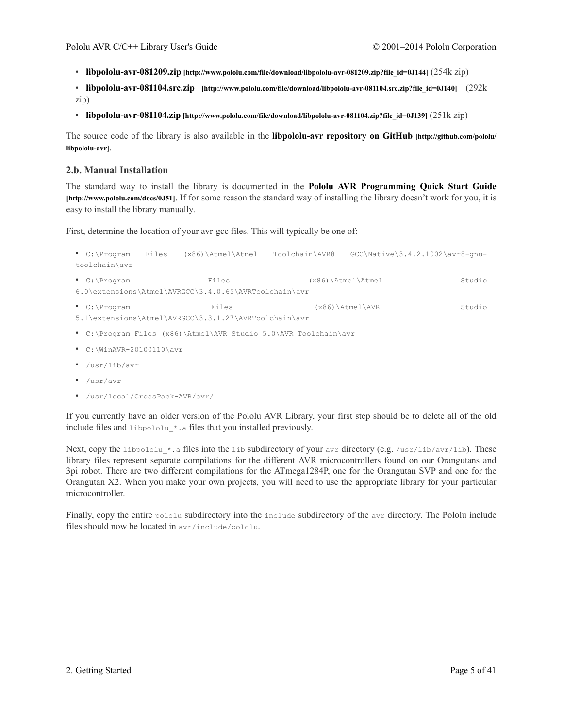- **libpololu-avr-081209.zip [http://www.pololu.com/file/download/libpololu-avr-081209.zip?file_id=0J144]** (254k zip)
- **libpololu-avr-081104.src.zip [http://www.pololu.com/file/download/libpololu-avr-081104.src.zip?file_id=0J140]** (292k zip)
- **libpololu-avr-081104.zip [http://www.pololu.com/file/download/libpololu-avr-081104.zip?file_id=0J139]** (251k zip)

The source code of the library is also available in the **libpololu-avr repository on GitHub [http://github.com/pololu/libpololu-avr]**.

### 2.b. Manual Installation

The standard way to install the library is documented in the **Pololu AVR Programming Quick Start Guide [http://www.pololu.com/docs/0J51]**. If for some reason the standard way of installing the library doesn't work for you, it is easy to install the library manually.

First, determine the location of your avr-gcc files. This will typically be one of:

- `C:\Program Files (x86)\Atmel\Atmel Toolchain\AVR8 GCC\Native\3.4.2.1002\avr8-gnu-toolchain\avr`
- `C:\Program Files (x86)\Atmel\Atmel Studio 6.0\extensions\Atmel\AVRGCC\3.4.0.65\AVRToolchain\avr`
- `C:\Program Files (x86)\Atmel\AVR Studio 5.1\extensions\Atmel\AVRGCC\3.3.1.27\AVRToolchain\avr`
- `C:\Program Files (x86)\Atmel\AVR Studio 5.0\AVR Toolchain\avr`
- `C:\WinAVR-20100110\avr`
- `/usr/lib/avr`
- `/usr/avr`
- `/usr/local/CrossPack-AVR/avr/`

If you currently have an older version of the Pololu AVR Library, your first step should be to delete all of the old include files and `libpololu_*.a` files that you installed previously.

Next, copy the `libpololu_*.a` files into the `lib` subdirectory of your `avr` directory (e.g. `/usr/lib/avr/lib`). These library files represent separate compilations for the different AVR microcontrollers found on our Orangutans and 3pi robot. There are two different compilations for the ATmega1284P, one for the Orangutan SVP and one for the Orangutan X2. When you make your own projects, you will need to use the appropriate library for your particular microcontroller.

Finally, copy the entire `pololu` subdirectory into the `include` subdirectory of the `avr` directory. The Pololu include files should now be located in `avr/include/pololu`.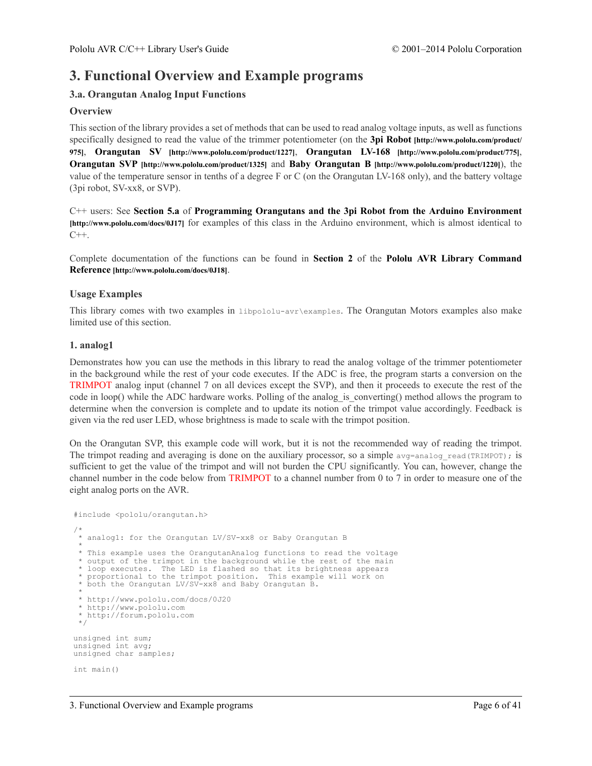# 3. Functional Overview and Example programs

## 3.a. Orangutan Analog Input Functions

### Overview

This section of the library provides a set of methods that can be used to read analog voltage inputs, as well as functions specifically designed to read the value of the trimmer potentiometer (on the **3pi Robot** **[http://www.pololu.com/product/975]**, **Orangutan SV** **[http://www.pololu.com/product/1227]**, **Orangutan LV-168** **[http://www.pololu.com/product/775]**, **Orangutan SVP** **[http://www.pololu.com/product/1325]** and **Baby Orangutan B** **[http://www.pololu.com/product/1220]**), the value of the temperature sensor in tenths of a degree F or C (on the Orangutan LV-168 only), and the battery voltage (3pi robot, SV-xx8, or SVP).

C++ users: See **Section 5.a** of **Programming Orangutans and the 3pi Robot from the Arduino Environment** **[http://www.pololu.com/docs/0J17]** for examples of this class in the Arduino environment, which is almost identical to C++.

Complete documentation of the functions can be found in **Section 2** of the **Pololu AVR Library Command Reference** **[http://www.pololu.com/docs/0J18]**.

### Usage Examples

This library comes with two examples in `libpololu-avr\examples`. The Orangutan Motors examples also make limited use of this section.

#### 1. analog1

Demonstrates how you can use the methods in this library to read the analog voltage of the trimmer potentiometer in the background while the rest of your code executes. If the ADC is free, the program starts a conversion on the TRIMPOT analog input (channel 7 on all devices except the SVP), and then it proceeds to execute the rest of the code in loop() while the ADC hardware works. Polling of the analog_is_converting() method allows the program to determine when the conversion is complete and to update its notion of the trimpot value accordingly. Feedback is given via the red user LED, whose brightness is made to scale with the trimpot position.

On the Orangutan SVP, this example code will work, but it is not the recommended way of reading the trimpot. The trimpot reading and averaging is done on the auxiliary processor, so a simple `avg=analog_read(TRIMPOT);` is sufficient to get the value of the trimpot and will not burden the CPU significantly. You can, however, change the channel number in the code below from TRIMPOT to a channel number from 0 to 7 in order to measure one of the eight analog ports on the AVR.

```
#include <pololu/orangutan.h>

/*
 * analog1: for the Orangutan LV/SV-xx8 or Baby Orangutan B
 *
 * This example uses the OrangutanAnalog functions to read the voltage
 * output of the trimpot in the background while the rest of the main
 * loop executes.  The LED is flashed so that its brightness appears
 * proportional to the trimpot position.  This example will work on
 * both the Orangutan LV/SV-xx8 and Baby Orangutan B.
 *
 * http://www.pololu.com/docs/0J20
 * http://www.pololu.com
 * http://forum.pololu.com
 */

unsigned int sum;
unsigned int avg;
unsigned char samples;

int main()
```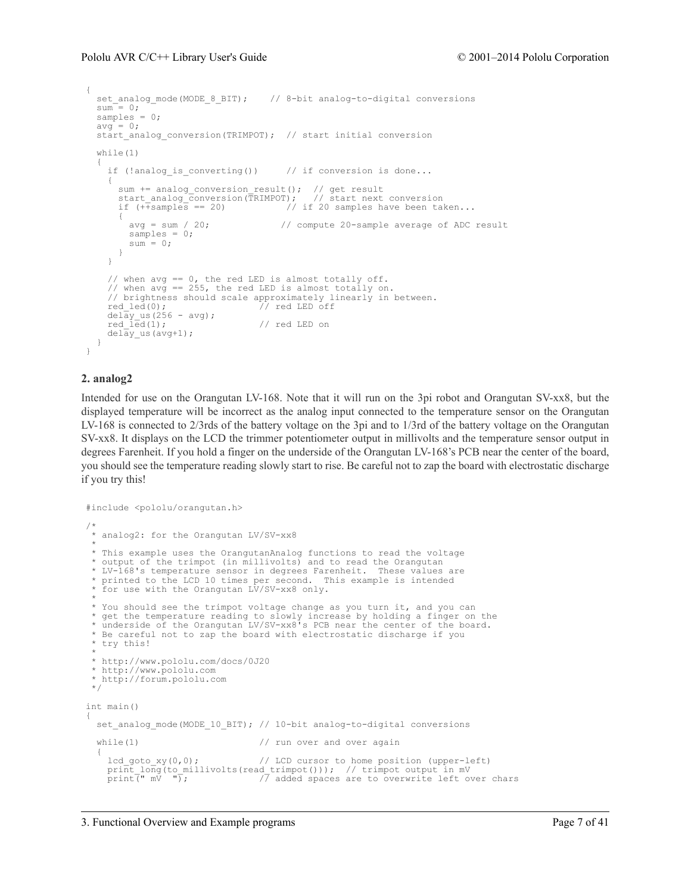```
{
  set_analog_mode(MODE_8_BIT);    // 8-bit analog-to-digital conversions
  sum = 0;
  samples = 0;
  avg = 0;
  start_analog_conversion(TRIMPOT);  // start initial conversion

  while(1)
  {
    if (!analog_is_converting())     // if conversion is done...
    {
      sum += analog_conversion_result();  // get result
      start_analog_conversion(TRIMPOT);   // start next conversion
      if (++samples == 20)           // if 20 samples have been taken...
      {
        avg = sum / 20;             // compute 20-sample average of ADC result
        samples = 0;
        sum = 0;
      }
    }

    // when avg == 0, the red LED is almost totally off.
    // when avg == 255, the red LED is almost totally on.
    // brightness should scale approximately linearly in between.
    red_led(0);                   // red LED off
    delay_us(256 - avg);
    red_led(1);                   // red LED on
    delay_us(avg+1);
  }
}
```

**2. analog2**

Intended for use on the Orangutan LV-168. Note that it will run on the 3pi robot and Orangutan SV-xx8, but the displayed temperature will be incorrect as the analog input connected to the temperature sensor on the Orangutan LV-168 is connected to 2/3rds of the battery voltage on the 3pi and to 1/3rd of the battery voltage on the Orangutan SV-xx8. It displays on the LCD the trimmer potentiometer output in millivolts and the temperature sensor output in degrees Farenheit. If you hold a finger on the underside of the Orangutan LV-168's PCB near the center of the board, you should see the temperature reading slowly start to rise. Be careful not to zap the board with electrostatic discharge if you try this!

```
#include <pololu/orangutan.h>

/*
 * analog2: for the Orangutan LV/SV-xx8
 *
 * This example uses the OrangutanAnalog functions to read the voltage
 * output of the trimpot (in millivolts) and to read the Orangutan
 * LV-168's temperature sensor in degrees Farenheit.  These values are
 * printed to the LCD 10 times per second.  This example is intended
 * for use with the Orangutan LV/SV-xx8 only.
 *
 * You should see the trimpot voltage change as you turn it, and you can
 * get the temperature reading to slowly increase by holding a finger on the
 * underside of the Orangutan LV/SV-xx8's PCB near the center of the board.
 * Be careful not to zap the board with electrostatic discharge if you
 * try this!
 *
 * http://www.pololu.com/docs/0J20
 * http://www.pololu.com
 * http://forum.pololu.com
 */

int main()
{
  set_analog_mode(MODE_10_BIT); // 10-bit analog-to-digital conversions

  while(1)                      // run over and over again
  {
    lcd_goto_xy(0,0);           // LCD cursor to home position (upper-left)
    print_long(to_millivolts(read_trimpot()));  // trimpot output in mV
    print(" mV  ");             // added spaces are to overwrite left over chars
```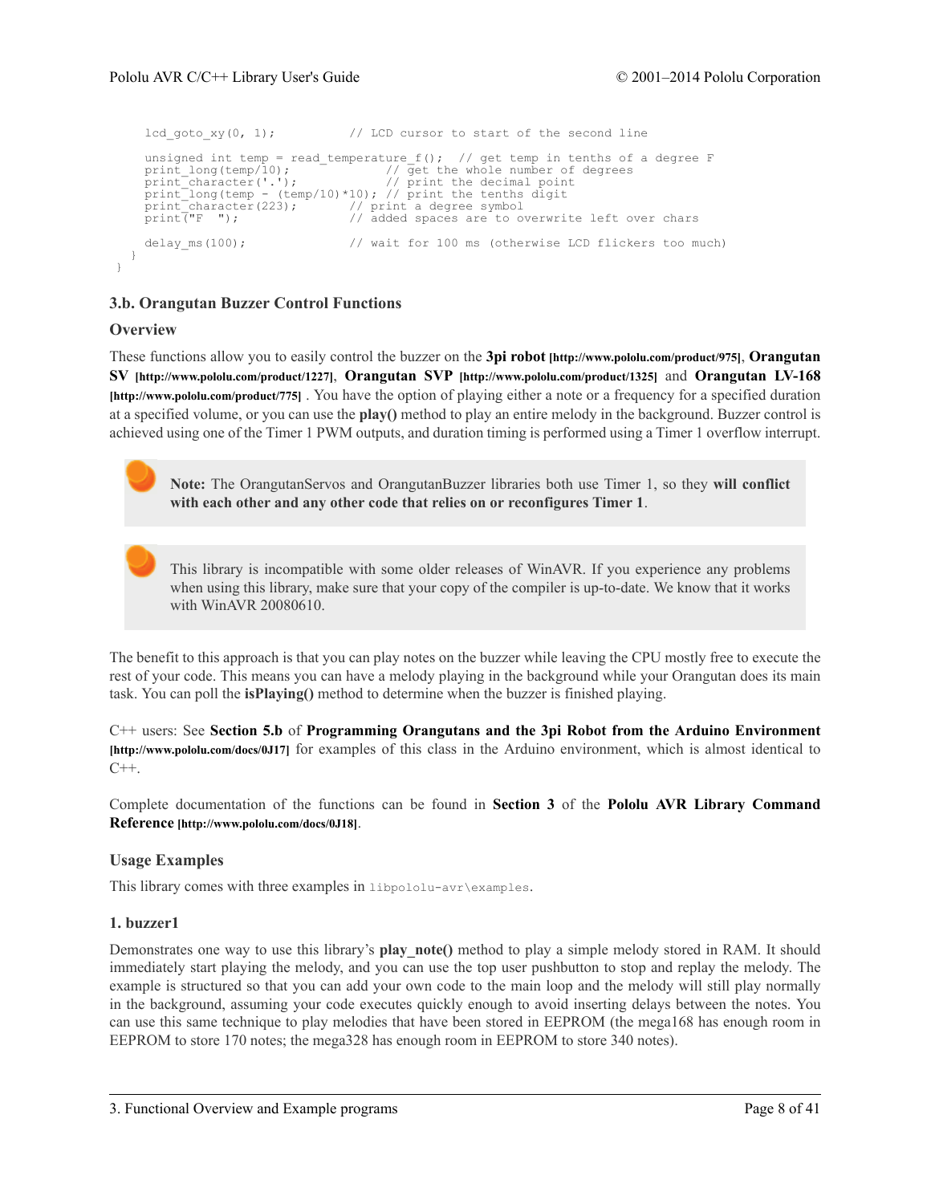```
    lcd_goto_xy(0, 1);          // LCD cursor to start of the second line

    unsigned int temp = read_temperature_f();  // get temp in tenths of a degree F
    print_long(temp/10);             // get the whole number of degrees
    print_character('.');            // print the decimal point
    print_long(temp - (temp/10)*10); // print the tenths digit
    print_character(223);       // print a degree symbol
    print("F  ");               // added spaces are to overwrite left over chars

    delay_ms(100);              // wait for 100 ms (otherwise LCD flickers too much)
  }
}
```

### 3.b. Orangutan Buzzer Control Functions

#### Overview

These functions allow you to easily control the buzzer on the **3pi robot** [http://www.pololu.com/product/975], **Orangutan SV** [http://www.pololu.com/product/1227], **Orangutan SVP** [http://www.pololu.com/product/1325] and **Orangutan LV-168** [http://www.pololu.com/product/775] . You have the option of playing either a note or a frequency for a specified duration at a specified volume, or you can use the **play()** method to play an entire melody in the background. Buzzer control is achieved using one of the Timer 1 PWM outputs, and duration timing is performed using a Timer 1 overflow interrupt.

> **Note:** The OrangutanServos and OrangutanBuzzer libraries both use Timer 1, so they **will conflict with each other and any other code that relies on or reconfigures Timer 1**.

> This library is incompatible with some older releases of WinAVR. If you experience any problems when using this library, make sure that your copy of the compiler is up-to-date. We know that it works with WinAVR 20080610.

The benefit to this approach is that you can play notes on the buzzer while leaving the CPU mostly free to execute the rest of your code. This means you can have a melody playing in the background while your Orangutan does its main task. You can poll the **isPlaying()** method to determine when the buzzer is finished playing.

C++ users: See **Section 5.b** of **Programming Orangutans and the 3pi Robot from the Arduino Environment** [http://www.pololu.com/docs/0J17] for examples of this class in the Arduino environment, which is almost identical to C++.

Complete documentation of the functions can be found in **Section 3** of the **Pololu AVR Library Command Reference** [http://www.pololu.com/docs/0J18].

#### Usage Examples

This library comes with three examples in `libpololu-avr\examples`.

#### 1. buzzer1

Demonstrates one way to use this library's **play_note()** method to play a simple melody stored in RAM. It should immediately start playing the melody, and you can use the top user pushbutton to stop and replay the melody. The example is structured so that you can add your own code to the main loop and the melody will still play normally in the background, assuming your code executes quickly enough to avoid inserting delays between the notes. You can use this same technique to play melodies that have been stored in EEPROM (the mega168 has enough room in EEPROM to store 170 notes; the mega328 has enough room in EEPROM to store 340 notes).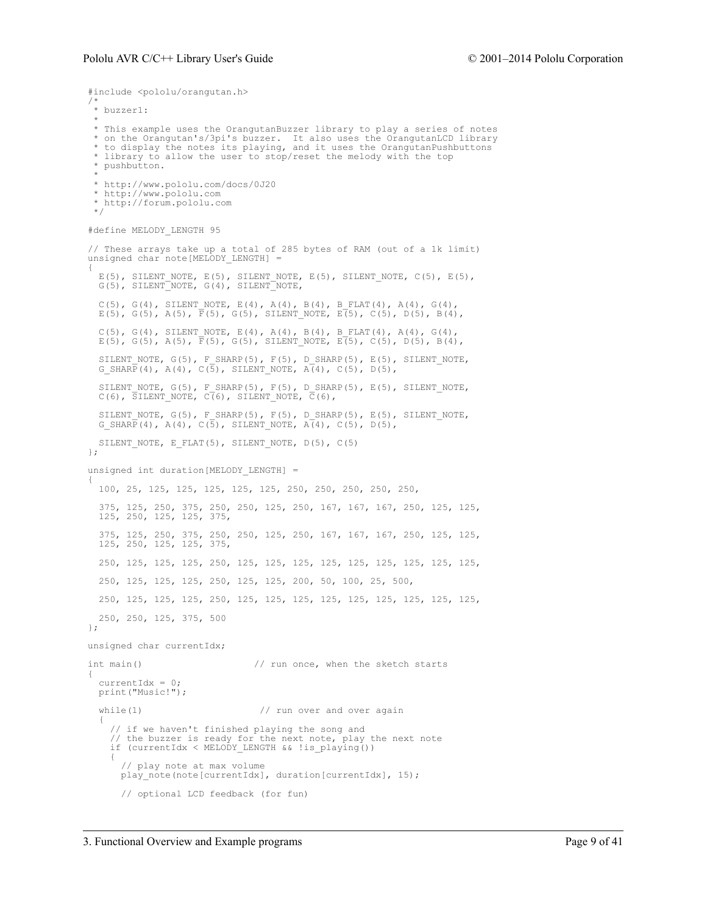```
#include <pololu/orangutan.h>
/*
 * buzzer1:
 *
 * This example uses the OrangutanBuzzer library to play a series of notes
 * on the Orangutan's/3pi's buzzer.  It also uses the OrangutanLCD library
 * to display the notes its playing, and it uses the OrangutanPushbuttons
 * library to allow the user to stop/reset the melody with the top
 * pushbutton.
 *
 * http://www.pololu.com/docs/0J20
 * http://www.pololu.com
 * http://forum.pololu.com
 */

#define MELODY_LENGTH 95

// These arrays take up a total of 285 bytes of RAM (out of a 1k limit)
unsigned char note[MELODY_LENGTH] =
{
  E(5), SILENT_NOTE, E(5), SILENT_NOTE, E(5), SILENT_NOTE, C(5), E(5),
  G(5), SILENT_NOTE, G(4), SILENT_NOTE,

  C(5), G(4), SILENT_NOTE, E(4), A(4), B(4), B_FLAT(4), A(4), G(4),
  E(5), G(5), A(5), F(5), G(5), SILENT_NOTE, E(5), C(5), D(5), B(4),

  C(5), G(4), SILENT_NOTE, E(4), A(4), B(4), B_FLAT(4), A(4), G(4),
  E(5), G(5), A(5), F(5), G(5), SILENT_NOTE, E(5), C(5), D(5), B(4),

  SILENT_NOTE, G(5), F_SHARP(5), F(5), D_SHARP(5), E(5), SILENT_NOTE,
  G_SHARP(4), A(4), C(5), SILENT_NOTE, A(4), C(5), D(5),

  SILENT_NOTE, G(5), F_SHARP(5), F(5), D_SHARP(5), E(5), SILENT_NOTE,
  C(6), SILENT_NOTE, C(6), SILENT_NOTE, C(6),

  SILENT_NOTE, G(5), F_SHARP(5), F(5), D_SHARP(5), E(5), SILENT_NOTE,
  G_SHARP(4), A(4), C(5), SILENT_NOTE, A(4), C(5), D(5),

  SILENT_NOTE, E_FLAT(5), SILENT_NOTE, D(5), C(5)
};

unsigned int duration[MELODY_LENGTH] =
{
  100, 25, 125, 125, 125, 125, 125, 250, 250, 250, 250, 250,

  375, 125, 250, 375, 250, 250, 125, 250, 167, 167, 167, 250, 125, 125,
  125, 250, 125, 125, 375,

  375, 125, 250, 375, 250, 250, 125, 250, 167, 167, 167, 250, 125, 125,
  125, 250, 125, 125, 375,

  250, 125, 125, 125, 250, 125, 125, 125, 125, 125, 125, 125, 125, 125,

  250, 125, 125, 125, 250, 125, 125, 200, 50, 100, 25, 500,

  250, 125, 125, 125, 250, 125, 125, 125, 125, 125, 125, 125, 125, 125,

  250, 250, 125, 375, 500
};

unsigned char currentIdx;

int main()                    // run once, when the sketch starts
{
  currentIdx = 0;
  print("Music!");

  while(1)                     // run over and over again
  {
    // if we haven't finished playing the song and
    // the buzzer is ready for the next note, play the next note
    if (currentIdx < MELODY_LENGTH && !is_playing())
    {
      // play note at max volume
      play_note(note[currentIdx], duration[currentIdx], 15);

      // optional LCD feedback (for fun)
```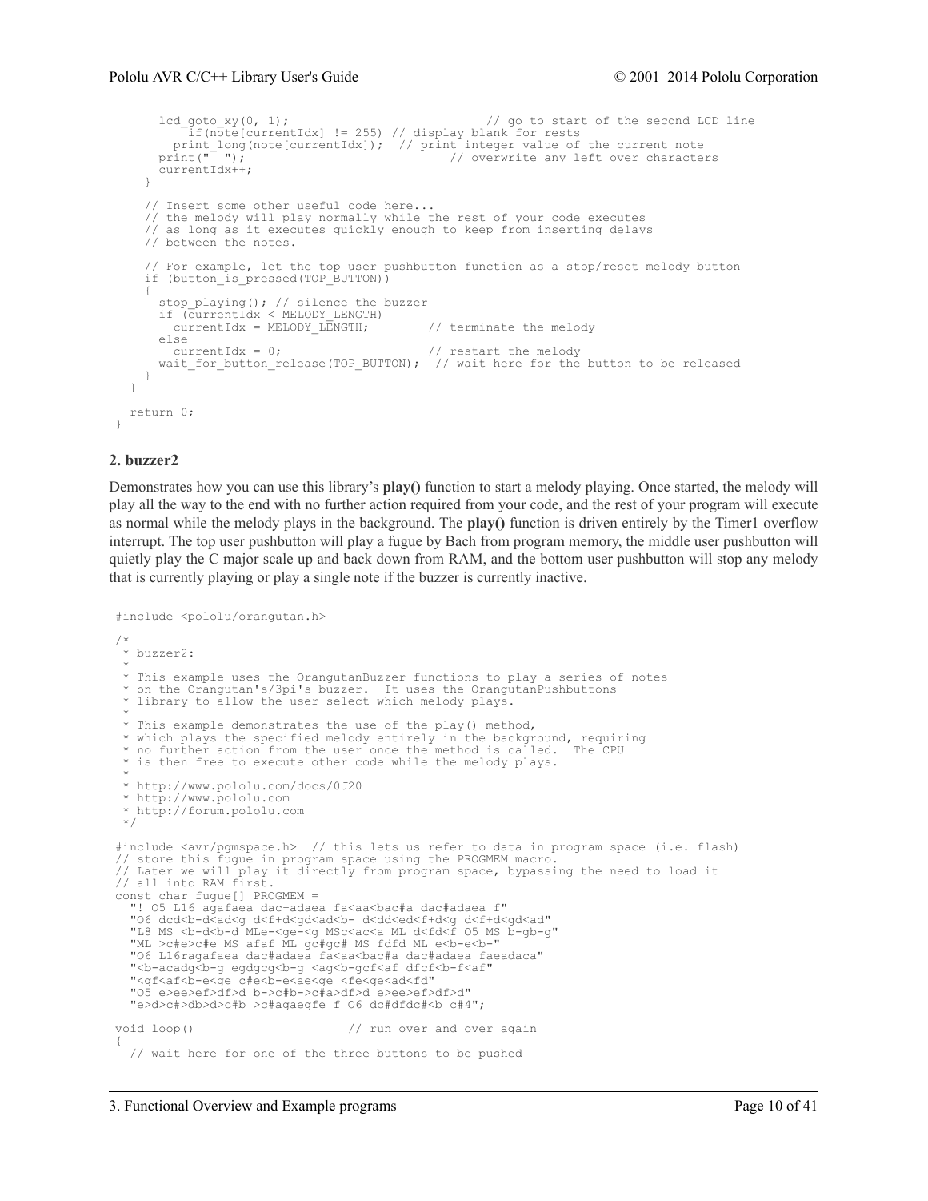```
      lcd_goto_xy(0, 1);                          // go to start of the second LCD line
        if(note[currentIdx] != 255) // display blank for rests
        print_long(note[currentIdx]);  // print integer value of the current note
      print("  ");                               // overwrite any left over characters
      currentIdx++;
    }

    // Insert some other useful code here...
    // the melody will play normally while the rest of your code executes
    // as long as it executes quickly enough to keep from inserting delays
    // between the notes.

    // For example, let the top user pushbutton function as a stop/reset melody button
    if (button_is_pressed(TOP_BUTTON))
    {
      stop_playing(); // silence the buzzer
      if (currentIdx < MELODY_LENGTH)
        currentIdx = MELODY_LENGTH;        // terminate the melody
      else
        currentIdx = 0;                    // restart the melody
      wait_for_button_release(TOP_BUTTON);  // wait here for the button to be released
    }
  }

  return 0;
}
```

### 2. buzzer2

Demonstrates how you can use this library's **play()** function to start a melody playing. Once started, the melody will play all the way to the end with no further action required from your code, and the rest of your program will execute as normal while the melody plays in the background. The **play()** function is driven entirely by the Timer1 overflow interrupt. The top user pushbutton will play a fugue by Bach from program memory, the middle user pushbutton will quietly play the C major scale up and back down from RAM, and the bottom user pushbutton will stop any melody that is currently playing or play a single note if the buzzer is currently inactive.

```
#include <pololu/orangutan.h>

/*
 * buzzer2:
 *
 * This example uses the OrangutanBuzzer functions to play a series of notes
 * on the Orangutan's/3pi's buzzer.  It uses the OrangutanPushbuttons
 * library to allow the user select which melody plays.
 *
 * This example demonstrates the use of the play() method,
 * which plays the specified melody entirely in the background, requiring
 * no further action from the user once the method is called.  The CPU
 * is then free to execute other code while the melody plays.
 *
 * http://www.pololu.com/docs/0J20
 * http://www.pololu.com
 * http://forum.pololu.com
 */

#include <avr/pgmspace.h>  // this lets us refer to data in program space (i.e. flash)
// store this fugue in program space using the PROGMEM macro.
// Later we will play it directly from program space, bypassing the need to load it
// all into RAM first.
const char fugue[] PROGMEM =
  "! O5 L16 agafaea dac+adaea fa<aa<bac#a dac#adaea f"
  "O6 dcd<b-d<ad<g d<f+d<gd<ad<b- d<dd<ed<f+d<g d<f+d<gd<ad"
  "L8 MS <b-d<b-d MLe-<ge-<g MSc<ac<a ML d<fd<f O5 MS b-gb-g"
  "ML >c#e>c#e MS afaf ML gc#gc# MS fdfd ML e<b-e<b-"
  "O6 L16ragafaea dac#adaea fa<aa<bac#a dac#adaea faeadaca"
  "<b-acadg<b-g egdgcg<b-g <ag<b-gcf<af dfcf<b-f<af"
  "<gf<af<b-e<ge c#e<b-e<ae<ge <fe<ge<ad<fd"
  "O5 e>ee>ef>df>d b->c#b->c#a>df>d e>ee>ef>df>d"
  "e>d>c#>db>d>c#b >c#agaegfe f O6 dc#dfdc#<b c#4";

void loop()                     // run over and over again
{
  // wait here for one of the three buttons to be pushed
```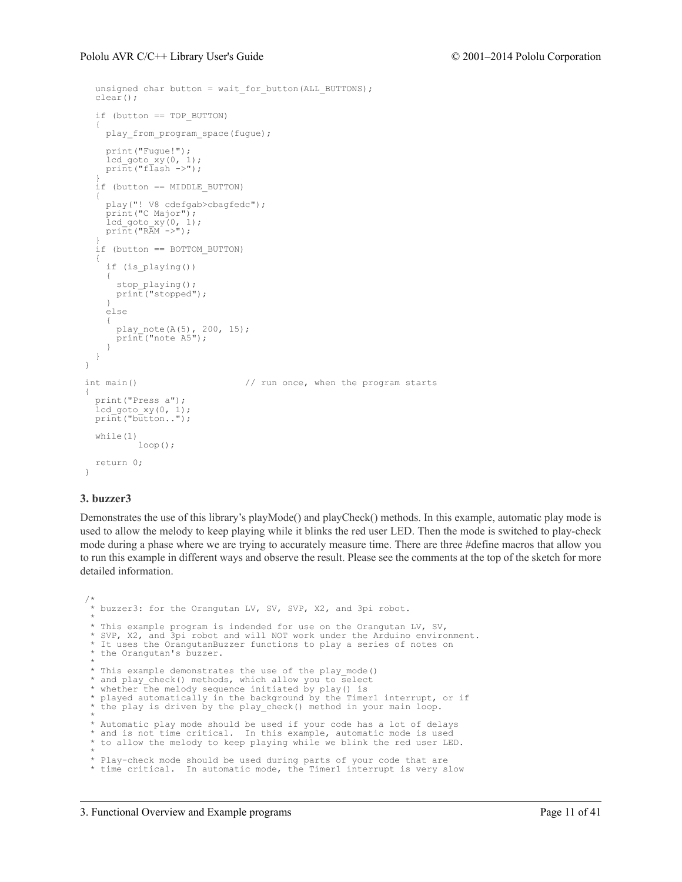```
  unsigned char button = wait_for_button(ALL_BUTTONS);
  clear();

  if (button == TOP_BUTTON)
  {
    play_from_program_space(fugue);

    print("Fugue!");
    lcd_goto_xy(0, 1);
    print("flash ->");
  }
  if (button == MIDDLE_BUTTON)
  {
    play("! V8 cdefgab>cbagfedc");
    print("C Major");
    lcd_goto_xy(0, 1);
    print("RAM ->");
  }
  if (button == BOTTOM_BUTTON)
  {
    if (is_playing())
    {
      stop_playing();
      print("stopped");
    }
    else
    {
      play_note(A(5), 200, 15);
      print("note A5");
    }
  }
}

int main()                    // run once, when the program starts
{
  print("Press a");
  lcd_goto_xy(0, 1);
  print("button..");

  while(1)
          loop();

  return 0;
}
```

### 3. buzzer3

Demonstrates the use of this library's playMode() and playCheck() methods. In this example, automatic play mode is used to allow the melody to keep playing while it blinks the red user LED. Then the mode is switched to play-check mode during a phase where we are trying to accurately measure time. There are three #define macros that allow you to run this example in different ways and observe the result. Please see the comments at the top of the sketch for more detailed information.

```
/*
 * buzzer3: for the Orangutan LV, SV, SVP, X2, and 3pi robot.
 *
 * This example program is indended for use on the Orangutan LV, SV,
 * SVP, X2, and 3pi robot and will NOT work under the Arduino environment.
 * It uses the OrangutanBuzzer functions to play a series of notes on
 * the Orangutan's buzzer.
 *
 * This example demonstrates the use of the play_mode()
 * and play_check() methods, which allow you to select
 * whether the melody sequence initiated by play() is
 * played automatically in the background by the Timer1 interrupt, or if
 * the play is driven by the play_check() method in your main loop.
 *
 * Automatic play mode should be used if your code has a lot of delays
 * and is not time critical.  In this example, automatic mode is used
 * to allow the melody to keep playing while we blink the red user LED.
 *
 * Play-check mode should be used during parts of your code that are
 * time critical.  In automatic mode, the Timer1 interrupt is very slow
```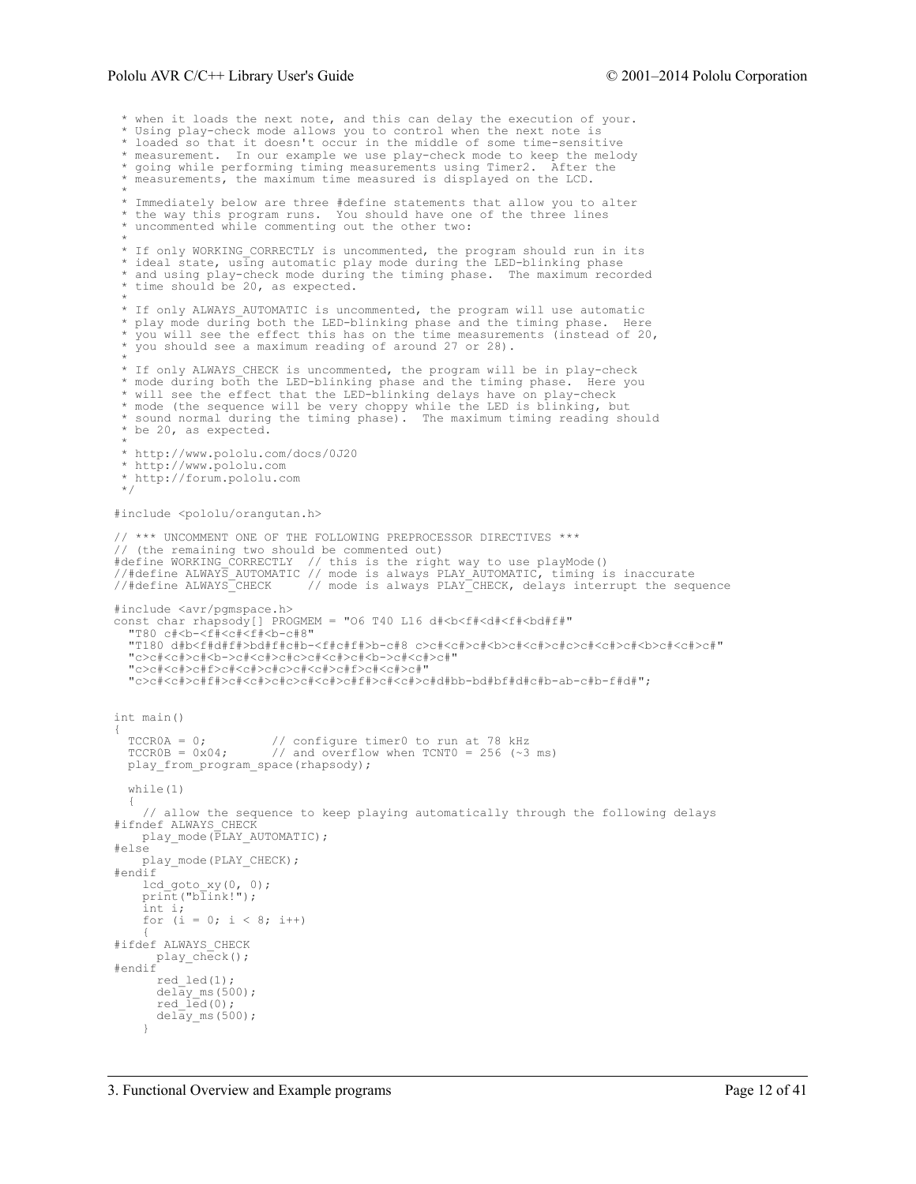```
 * when it loads the next note, and this can delay the execution of your.
 * Using play-check mode allows you to control when the next note is
 * loaded so that it doesn't occur in the middle of some time-sensitive
 * measurement.  In our example we use play-check mode to keep the melody
 * going while performing timing measurements using Timer2.  After the
 * measurements, the maximum time measured is displayed on the LCD.
 *
 * Immediately below are three #define statements that allow you to alter
 * the way this program runs.  You should have one of the three lines
 * uncommented while commenting out the other two:
 *
 * If only WORKING_CORRECTLY is uncommented, the program should run in its
 * ideal state, using automatic play mode during the LED-blinking phase
 * and using play-check mode during the timing phase.  The maximum recorded
 * time should be 20, as expected.
 *
 * If only ALWAYS_AUTOMATIC is uncommented, the program will use automatic
 * play mode during both the LED-blinking phase and the timing phase.  Here
 * you will see the effect this has on the time measurements (instead of 20,
 * you should see a maximum reading of around 27 or 28).
 *
 * If only ALWAYS_CHECK is uncommented, the program will be in play-check
 * mode during both the LED-blinking phase and the timing phase.  Here you
 * will see the effect that the LED-blinking delays have on play-check
 * mode (the sequence will be very choppy while the LED is blinking, but
 * sound normal during the timing phase).  The maximum timing reading should
 * be 20, as expected.
 *
 * http://www.pololu.com/docs/0J20
 * http://www.pololu.com
 * http://forum.pololu.com
 */

#include <pololu/orangutan.h>

// *** UNCOMMENT ONE OF THE FOLLOWING PREPROCESSOR DIRECTIVES ***
// (the remaining two should be commented out)
#define WORKING_CORRECTLY  // this is the right way to use playMode()
//#define ALWAYS_AUTOMATIC // mode is always PLAY_AUTOMATIC, timing is inaccurate
//#define ALWAYS_CHECK     // mode is always PLAY_CHECK, delays interrupt the sequence

#include <avr/pgmspace.h>
const char rhapsody[] PROGMEM = "O6 T40 L16 d#<b<f#<d#<f#<bd#f#"
  "T80 c#<b-<f#<c#<f#<b-c#8"
  "T180 d#b<f#d#f#>bd#f#c#b-<f#c#f#>b-c#8 c>c#<c#>c#<b>c#<c#>c#c>c#<c#>c#<b>c#<c#>c#"
  "c>c#<c#>c#<b->c#<c#>c#c>c#<c#>c#<b->c#<c#>c#"
  "c>c#<c#>c#f>c#<c#>c#c>c#<c#>c#f>c#<c#>c#"
  "c>c#<c#>c#f#>c#<c#>c#c>c#<c#>c#f#>c#<c#>c#d#bb-bd#bf#d#c#b-ab-c#b-f#d#";


int main()
{
  TCCR0A = 0;         // configure timer0 to run at 78 kHz
  TCCR0B = 0x04;      // and overflow when TCNT0 = 256 (~3 ms)
  play_from_program_space(rhapsody);

  while(1)
  {
    // allow the sequence to keep playing automatically through the following delays
#ifndef ALWAYS_CHECK
    play_mode(PLAY_AUTOMATIC);
#else
    play_mode(PLAY_CHECK);
#endif
    lcd_goto_xy(0, 0);
    print("blink!");
    int i;
    for (i = 0; i < 8; i++)
    {
#ifdef ALWAYS_CHECK
      play_check();
#endif
      red_led(1);
      delay_ms(500);
      red_led(0);
      delay_ms(500);
    }
```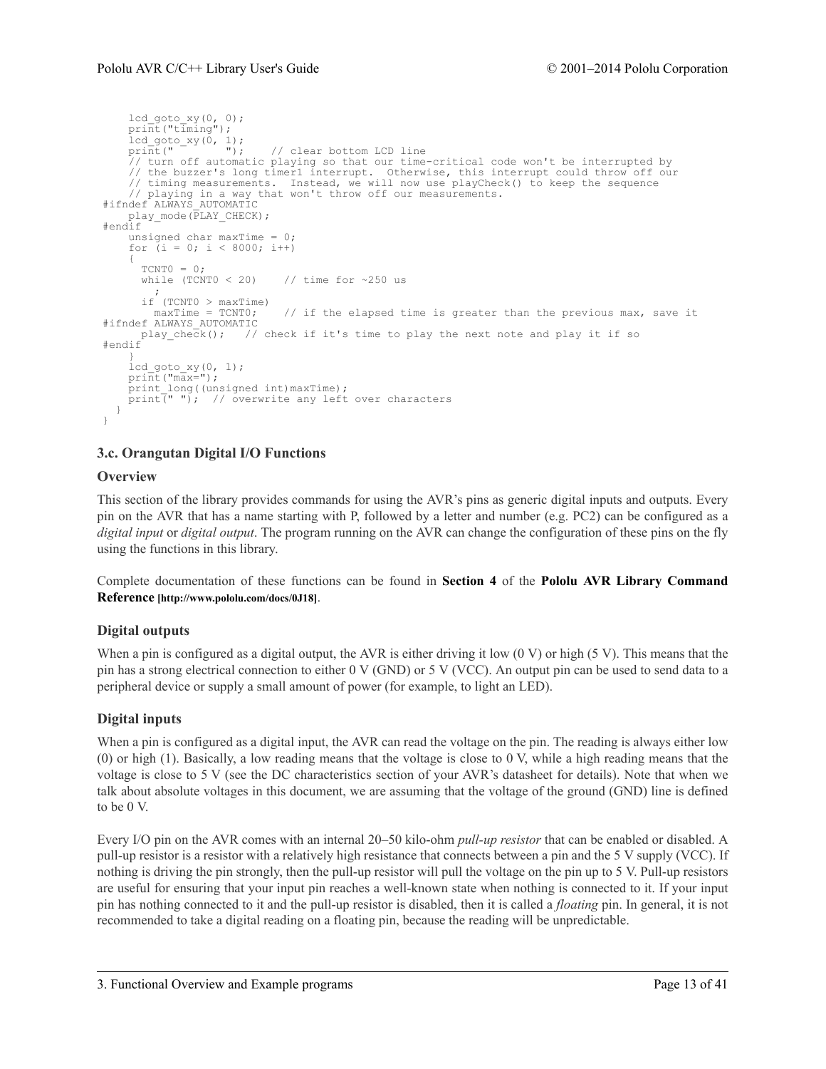```
    lcd_goto_xy(0, 0);
    print("timing");
    lcd_goto_xy(0, 1);
    print("        ");    // clear bottom LCD line
    // turn off automatic playing so that our time-critical code won't be interrupted by
    // the buzzer's long timer1 interrupt.  Otherwise, this interrupt could throw off our
    // timing measurements.  Instead, we will now use playCheck() to keep the sequence
    // playing in a way that won't throw off our measurements.
#ifndef ALWAYS_AUTOMATIC
    play_mode(PLAY_CHECK);
#endif
    unsigned char maxTime = 0;
    for (i = 0; i < 8000; i++)
    {
      TCNT0 = 0;
      while (TCNT0 < 20)    // time for ~250 us
        ;
      if (TCNT0 > maxTime)
        maxTime = TCNT0;    // if the elapsed time is greater than the previous max, save it
#ifndef ALWAYS_AUTOMATIC
      play_check();   // check if it's time to play the next note and play it if so
#endif
    }
    lcd_goto_xy(0, 1);
    print("max=");
    print_long((unsigned int)maxTime);
    print(" ");  // overwrite any left over characters
  }
}
```

### 3.c. Orangutan Digital I/O Functions

#### Overview

This section of the library provides commands for using the AVR's pins as generic digital inputs and outputs. Every pin on the AVR that has a name starting with P, followed by a letter and number (e.g. PC2) can be configured as a *digital input* or *digital output*. The program running on the AVR can change the configuration of these pins on the fly using the functions in this library.

Complete documentation of these functions can be found in **Section 4** of the **Pololu AVR Library Command Reference [http://www.pololu.com/docs/0J18]**.

#### Digital outputs

When a pin is configured as a digital output, the AVR is either driving it low (0 V) or high (5 V). This means that the pin has a strong electrical connection to either 0 V (GND) or 5 V (VCC). An output pin can be used to send data to a peripheral device or supply a small amount of power (for example, to light an LED).

#### Digital inputs

When a pin is configured as a digital input, the AVR can read the voltage on the pin. The reading is always either low (0) or high (1). Basically, a low reading means that the voltage is close to 0 V, while a high reading means that the voltage is close to 5 V (see the DC characteristics section of your AVR's datasheet for details). Note that when we talk about absolute voltages in this document, we are assuming that the voltage of the ground (GND) line is defined to be 0 V.

Every I/O pin on the AVR comes with an internal 20–50 kilo-ohm *pull-up resistor* that can be enabled or disabled. A pull-up resistor is a resistor with a relatively high resistance that connects between a pin and the 5 V supply (VCC). If nothing is driving the pin strongly, then the pull-up resistor will pull the voltage on the pin up to 5 V. Pull-up resistors are useful for ensuring that your input pin reaches a well-known state when nothing is connected to it. If your input pin has nothing connected to it and the pull-up resistor is disabled, then it is called a *floating* pin. In general, it is not recommended to take a digital reading on a floating pin, because the reading will be unpredictable.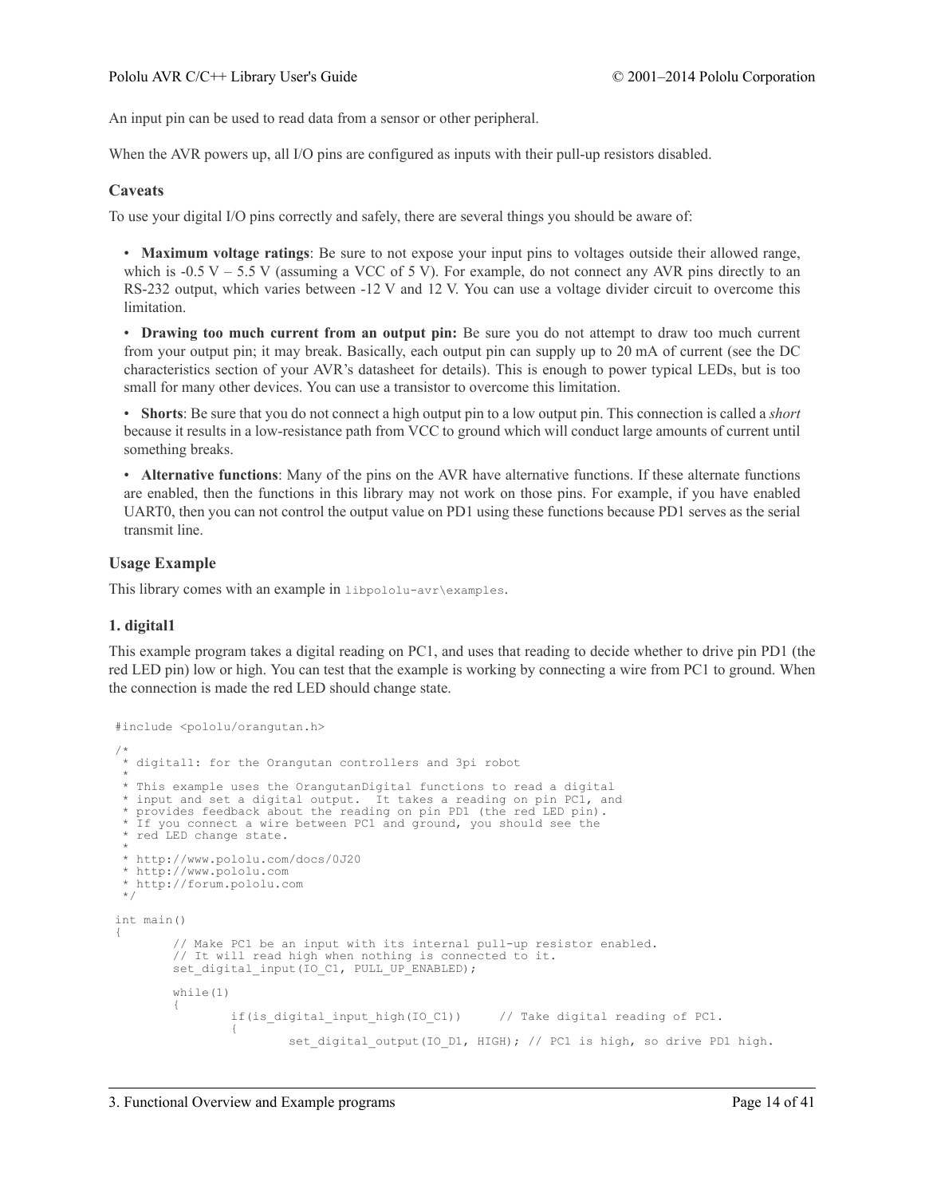An input pin can be used to read data from a sensor or other peripheral.

When the AVR powers up, all I/O pins are configured as inputs with their pull-up resistors disabled.

### Caveats

To use your digital I/O pins correctly and safely, there are several things you should be aware of:

- **Maximum voltage ratings**: Be sure to not expose your input pins to voltages outside their allowed range, which is -0.5 V – 5.5 V (assuming a VCC of 5 V). For example, do not connect any AVR pins directly to an RS-232 output, which varies between -12 V and 12 V. You can use a voltage divider circuit to overcome this limitation.
- **Drawing too much current from an output pin:** Be sure you do not attempt to draw too much current from your output pin; it may break. Basically, each output pin can supply up to 20 mA of current (see the DC characteristics section of your AVR's datasheet for details). This is enough to power typical LEDs, but is too small for many other devices. You can use a transistor to overcome this limitation.
- **Shorts**: Be sure that you do not connect a high output pin to a low output pin. This connection is called a *short* because it results in a low-resistance path from VCC to ground which will conduct large amounts of current until something breaks.
- **Alternative functions**: Many of the pins on the AVR have alternative functions. If these alternate functions are enabled, then the functions in this library may not work on those pins. For example, if you have enabled UART0, then you can not control the output value on PD1 using these functions because PD1 serves as the serial transmit line.

### Usage Example

This library comes with an example in `libpololu-avr\examples`.

#### 1. digital1

This example program takes a digital reading on PC1, and uses that reading to decide whether to drive pin PD1 (the red LED pin) low or high. You can test that the example is working by connecting a wire from PC1 to ground. When the connection is made the red LED should change state.

```
#include <pololu/orangutan.h>

/*
 * digital1: for the Orangutan controllers and 3pi robot
 *
 * This example uses the OrangutanDigital functions to read a digital
 * input and set a digital output.  It takes a reading on pin PC1, and
 * provides feedback about the reading on pin PD1 (the red LED pin).
 * If you connect a wire between PC1 and ground, you should see the
 * red LED change state.
 *
 * http://www.pololu.com/docs/0J20
 * http://www.pololu.com
 * http://forum.pololu.com
 */

int main()
{
        // Make PC1 be an input with its internal pull-up resistor enabled.
        // It will read high when nothing is connected to it.
        set_digital_input(IO_C1, PULL_UP_ENABLED);

        while(1)
        {
                if(is_digital_input_high(IO_C1))     // Take digital reading of PC1.
                {
                        set_digital_output(IO_D1, HIGH); // PC1 is high, so drive PD1 high.
```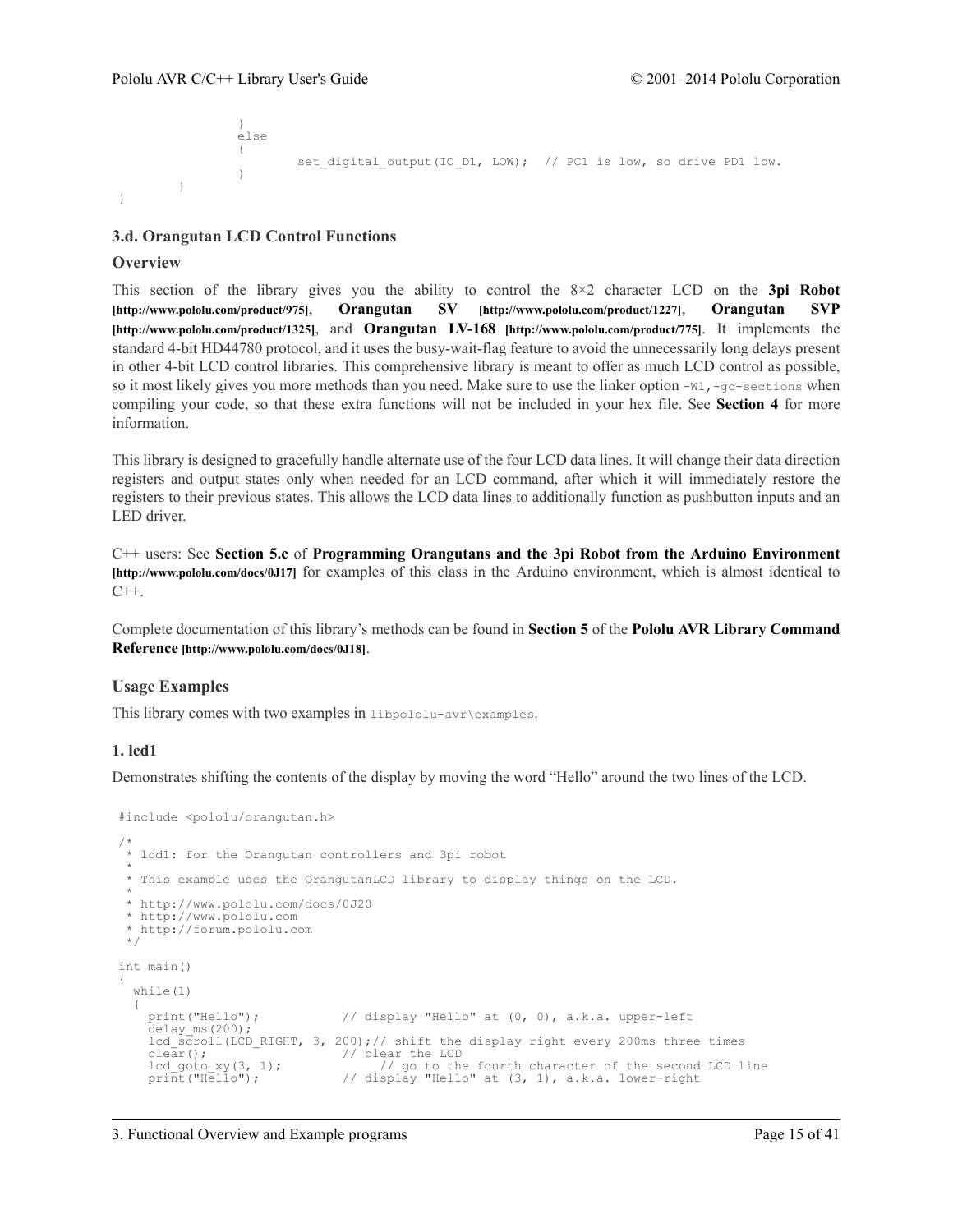```
			}
			else
			{
				set_digital_output(IO_D1, LOW);  // PC1 is low, so drive PD1 low.
			}
		}
}
```

### 3.d. Orangutan LCD Control Functions

#### Overview

This section of the library gives you the ability to control the 8×2 character LCD on the **3pi Robot [http://www.pololu.com/product/975]**, **Orangutan SV [http://www.pololu.com/product/1227]**, **Orangutan SVP [http://www.pololu.com/product/1325]**, and **Orangutan LV-168 [http://www.pololu.com/product/775]**. It implements the standard 4-bit HD44780 protocol, and it uses the busy-wait-flag feature to avoid the unnecessarily long delays present in other 4-bit LCD control libraries. This comprehensive library is meant to offer as much LCD control as possible, so it most likely gives you more methods than you need. Make sure to use the linker option `-Wl,-gc-sections` when compiling your code, so that these extra functions will not be included in your hex file. See **Section 4** for more information.

This library is designed to gracefully handle alternate use of the four LCD data lines. It will change their data direction registers and output states only when needed for an LCD command, after which it will immediately restore the registers to their previous states. This allows the LCD data lines to additionally function as pushbutton inputs and an LED driver.

C++ users: See **Section 5.c** of **Programming Orangutans and the 3pi Robot from the Arduino Environment [http://www.pololu.com/docs/0J17]** for examples of this class in the Arduino environment, which is almost identical to C++.

Complete documentation of this library's methods can be found in **Section 5** of the **Pololu AVR Library Command Reference [http://www.pololu.com/docs/0J18]**.

#### Usage Examples

This library comes with two examples in `libpololu-avr\examples`.

#### 1. lcd1

Demonstrates shifting the contents of the display by moving the word "Hello" around the two lines of the LCD.

```
#include <pololu/orangutan.h>

/*
 * lcd1: for the Orangutan controllers and 3pi robot
 *
 * This example uses the OrangutanLCD library to display things on the LCD.
 *
 * http://www.pololu.com/docs/0J20
 * http://www.pololu.com
 * http://forum.pololu.com
 */

int main()
{
  while(1)
  {
    print("Hello");            // display "Hello" at (0, 0), a.k.a. upper-left
    delay_ms(200);
    lcd_scroll(LCD_RIGHT, 3, 200);// shift the display right every 200ms three times
    clear();                   // clear the LCD
    lcd_goto_xy(3, 1);              // go to the fourth character of the second LCD line
    print("Hello");            // display "Hello" at (3, 1), a.k.a. lower-right
```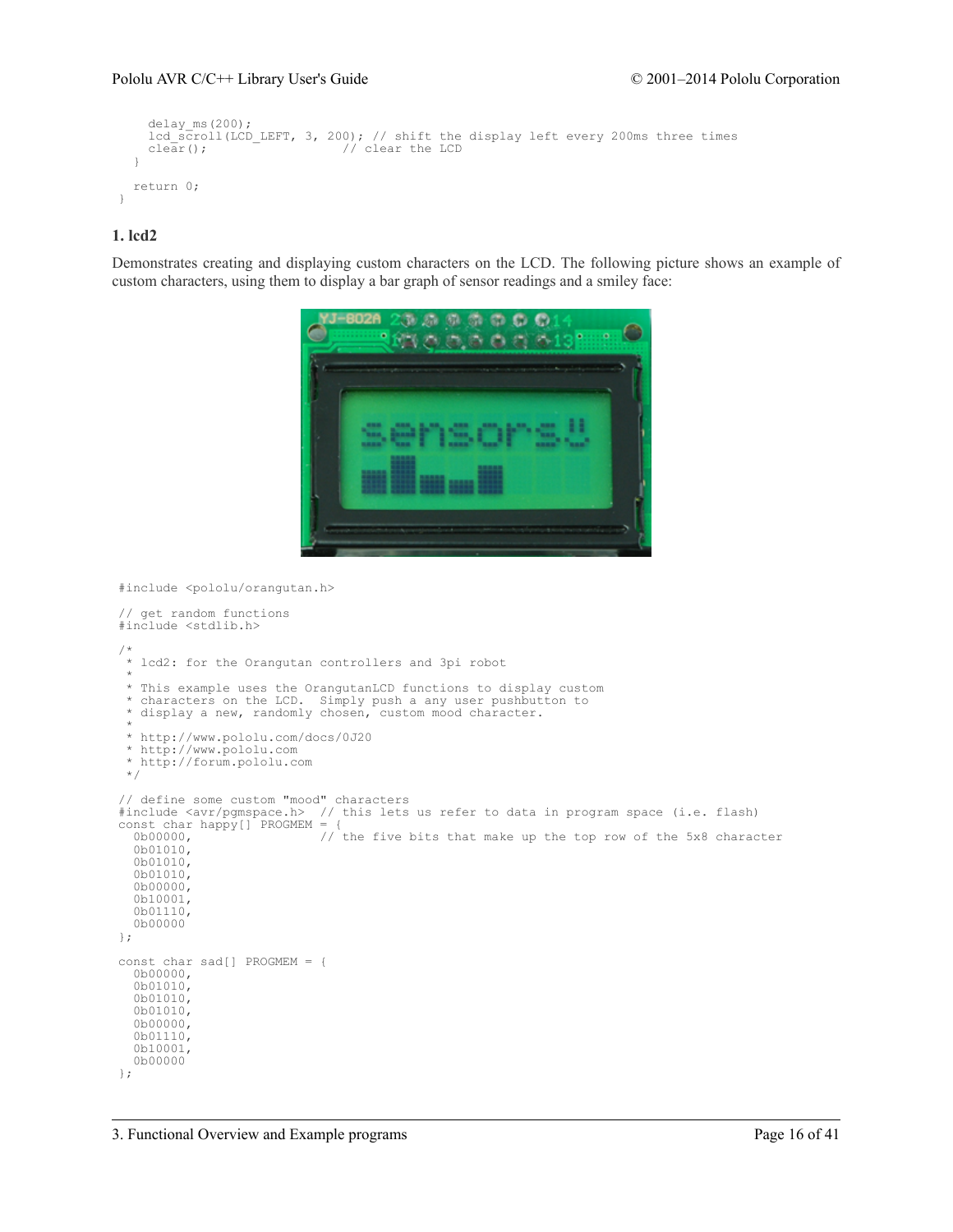```
    delay_ms(200);
    lcd_scroll(LCD_LEFT, 3, 200); // shift the display left every 200ms three times
    clear();                    // clear the LCD
  }

  return 0;
}
```

## 1. lcd2

Demonstrates creating and displaying custom characters on the LCD. The following picture shows an example of custom characters, using them to display a bar graph of sensor readings and a smiley face:

```
#include <pololu/orangutan.h>

// get random functions
#include <stdlib.h>

/*
 * lcd2: for the Orangutan controllers and 3pi robot
 *
 * This example uses the OrangutanLCD functions to display custom
 * characters on the LCD.  Simply push a any user pushbutton to
 * display a new, randomly chosen, custom mood character.
 *
 * http://www.pololu.com/docs/0J20
 * http://www.pololu.com
 * http://forum.pololu.com
 */

// define some custom "mood" characters
#include <avr/pgmspace.h>  // this lets us refer to data in program space (i.e. flash)
const char happy[] PROGMEM = {
  0b00000,                 // the five bits that make up the top row of the 5x8 character
  0b01010,
  0b01010,
  0b01010,
  0b00000,
  0b10001,
  0b01110,
  0b00000
};

const char sad[] PROGMEM = {
  0b00000,
  0b01010,
  0b01010,
  0b01010,
  0b00000,
  0b01110,
  0b10001,
  0b00000
};
```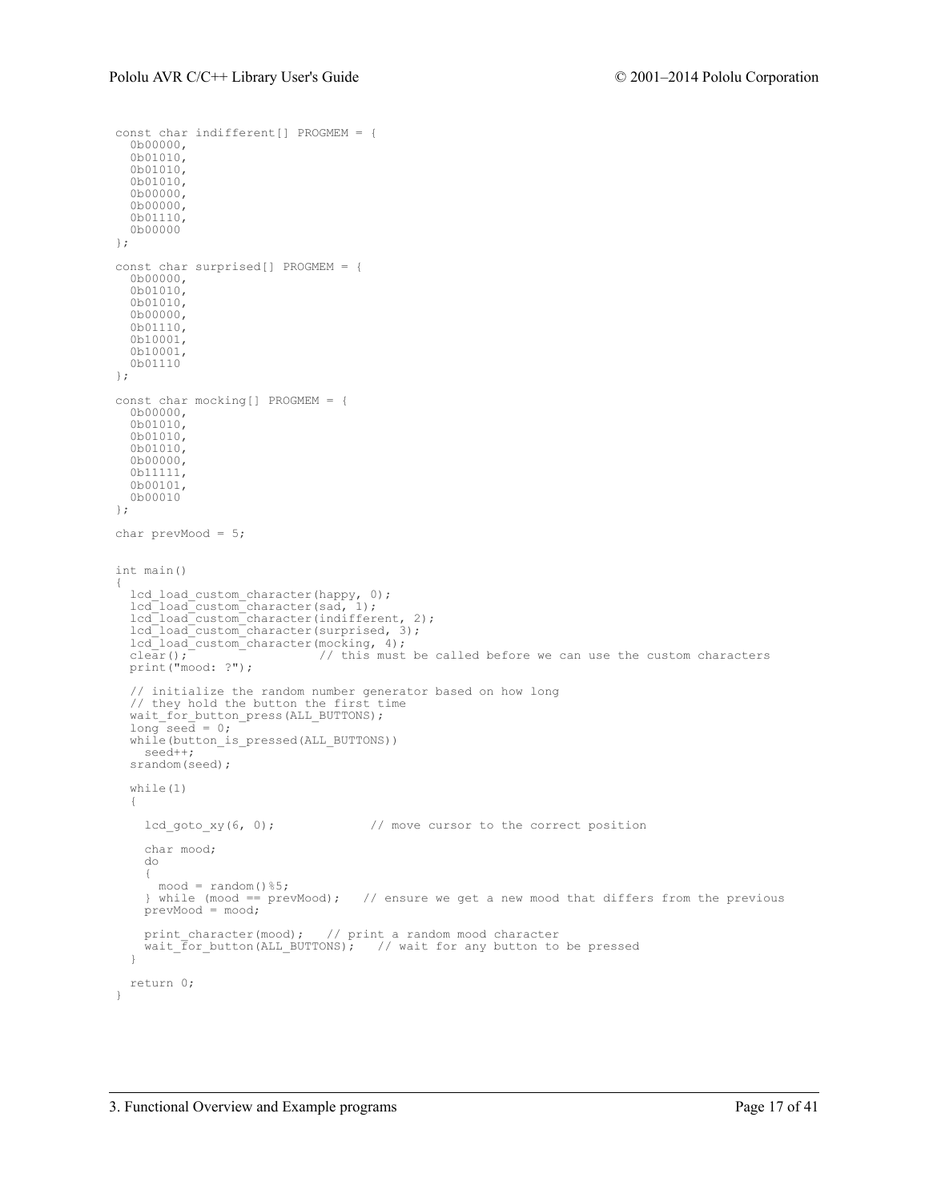```
const char indifferent[] PROGMEM = {
  0b00000,
  0b01010,
  0b01010,
  0b01010,
  0b00000,
  0b00000,
  0b01110,
  0b00000
};

const char surprised[] PROGMEM = {
  0b00000,
  0b01010,
  0b01010,
  0b00000,
  0b01110,
  0b10001,
  0b10001,
  0b01110
};

const char mocking[] PROGMEM = {
  0b00000,
  0b01010,
  0b01010,
  0b01010,
  0b00000,
  0b11111,
  0b00101,
  0b00010
};

char prevMood = 5;


int main()
{
  lcd_load_custom_character(happy, 0);
  lcd_load_custom_character(sad, 1);
  lcd_load_custom_character(indifferent, 2);
  lcd_load_custom_character(surprised, 3);
  lcd_load_custom_character(mocking, 4);
  clear();                  // this must be called before we can use the custom characters
  print("mood: ?");

  // initialize the random number generator based on how long
  // they hold the button the first time
  wait_for_button_press(ALL_BUTTONS);
  long seed = 0;
  while(button_is_pressed(ALL_BUTTONS))
    seed++;
  srandom(seed);

  while(1)
  {

    lcd_goto_xy(6, 0);             // move cursor to the correct position

    char mood;
    do
    {
      mood = random()%5;
    } while (mood == prevMood);   // ensure we get a new mood that differs from the previous
    prevMood = mood;

    print_character(mood);   // print a random mood character
    wait_for_button(ALL_BUTTONS);   // wait for any button to be pressed
  }

  return 0;
}
```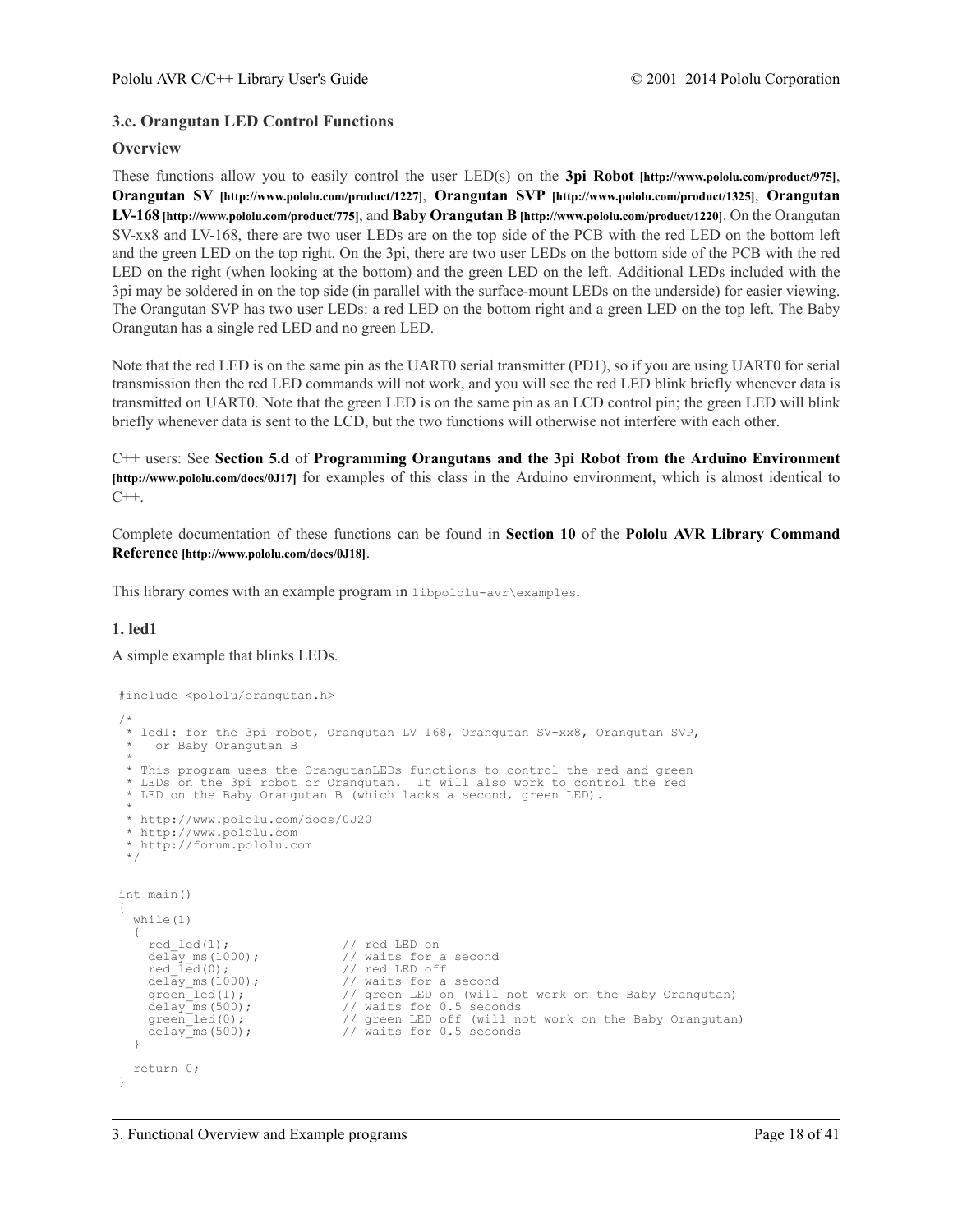### 3.e. Orangutan LED Control Functions

### Overview

These functions allow you to easily control the user LED(s) on the **3pi Robot** **[http://www.pololu.com/product/975]**, **Orangutan SV** **[http://www.pololu.com/product/1227]**, **Orangutan SVP** **[http://www.pololu.com/product/1325]**, **Orangutan LV-168** **[http://www.pololu.com/product/775]**, and **Baby Orangutan B** **[http://www.pololu.com/product/1220]**. On the Orangutan SV-xx8 and LV-168, there are two user LEDs are on the top side of the PCB with the red LED on the bottom left and the green LED on the top right. On the 3pi, there are two user LEDs on the bottom side of the PCB with the red LED on the right (when looking at the bottom) and the green LED on the left. Additional LEDs included with the 3pi may be soldered in on the top side (in parallel with the surface-mount LEDs on the underside) for easier viewing. The Orangutan SVP has two user LEDs: a red LED on the bottom right and a green LED on the top left. The Baby Orangutan has a single red LED and no green LED.

Note that the red LED is on the same pin as the UART0 serial transmitter (PD1), so if you are using UART0 for serial transmission then the red LED commands will not work, and you will see the red LED blink briefly whenever data is transmitted on UART0. Note that the green LED is on the same pin as an LCD control pin; the green LED will blink briefly whenever data is sent to the LCD, but the two functions will otherwise not interfere with each other.

C++ users: See **Section 5.d** of **Programming Orangutans and the 3pi Robot from the Arduino Environment** **[http://www.pololu.com/docs/0J17]** for examples of this class in the Arduino environment, which is almost identical to C++.

Complete documentation of these functions can be found in **Section 10** of the **Pololu AVR Library Command Reference** **[http://www.pololu.com/docs/0J18]**.

This library comes with an example program in `libpololu-avr\examples`.

### 1. led1

A simple example that blinks LEDs.

```
#include <pololu/orangutan.h>

/*
 * led1: for the 3pi robot, Orangutan LV 168, Orangutan SV-xx8, Orangutan SVP,
 *   or Baby Orangutan B
 *
 * This program uses the OrangutanLEDs functions to control the red and green
 * LEDs on the 3pi robot or Orangutan.  It will also work to control the red
 * LED on the Baby Orangutan B (which lacks a second, green LED).
 *
 * http://www.pololu.com/docs/0J20
 * http://www.pololu.com
 * http://forum.pololu.com
 */


int main()
{
  while(1)
  {
    red_led(1);               // red LED on
    delay_ms(1000);           // waits for a second
    red_led(0);               // red LED off
    delay_ms(1000);           // waits for a second
    green_led(1);             // green LED on (will not work on the Baby Orangutan)
    delay_ms(500);            // waits for 0.5 seconds
    green_led(0);             // green LED off (will not work on the Baby Orangutan)
    delay_ms(500);            // waits for 0.5 seconds
  }

  return 0;
}
```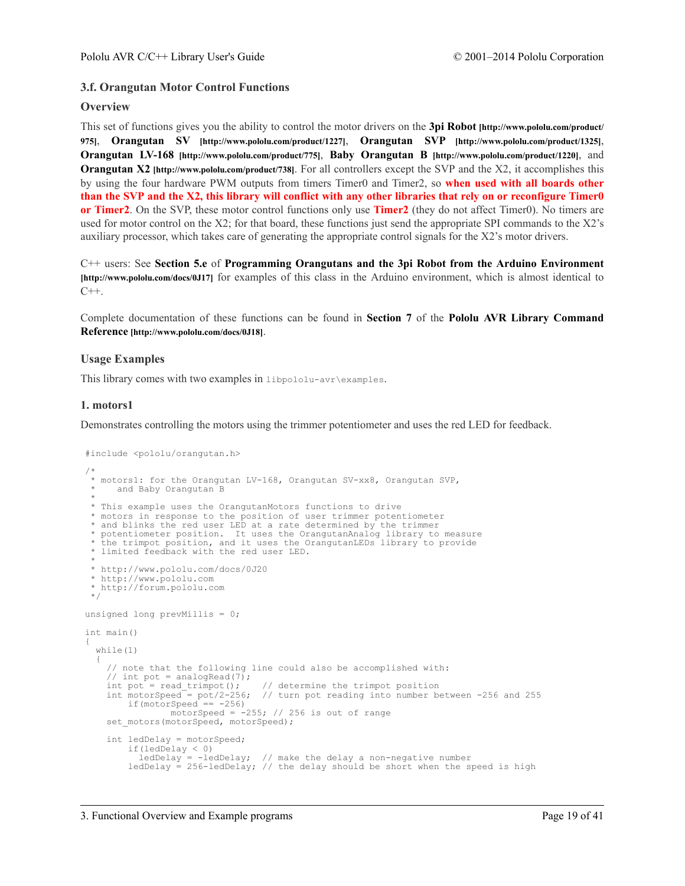## 3.f. Orangutan Motor Control Functions

### Overview

This set of functions gives you the ability to control the motor drivers on the **3pi Robot** **[http://www.pololu.com/product/975]**, **Orangutan SV** **[http://www.pololu.com/product/1227]**, **Orangutan SVP** **[http://www.pololu.com/product/1325]**, **Orangutan LV-168** **[http://www.pololu.com/product/775]**, **Baby Orangutan B** **[http://www.pololu.com/product/1220]**, and **Orangutan X2** **[http://www.pololu.com/product/738]**. For all controllers except the SVP and the X2, it accomplishes this by using the four hardware PWM outputs from timers Timer0 and Timer2, so **when used with all boards other than the SVP and the X2, this library will conflict with any other libraries that rely on or reconfigure Timer0 or Timer2**. On the SVP, these motor control functions only use **Timer2** (they do not affect Timer0). No timers are used for motor control on the X2; for that board, these functions just send the appropriate SPI commands to the X2's auxiliary processor, which takes care of generating the appropriate control signals for the X2's motor drivers.

C++ users: See **Section 5.e** of **Programming Orangutans and the 3pi Robot from the Arduino Environment** **[http://www.pololu.com/docs/0J17]** for examples of this class in the Arduino environment, which is almost identical to C++.

Complete documentation of these functions can be found in **Section 7** of the **Pololu AVR Library Command Reference** **[http://www.pololu.com/docs/0J18]**.

### Usage Examples

This library comes with two examples in `libpololu-avr\examples`.

#### 1. motors1

Demonstrates controlling the motors using the trimmer potentiometer and uses the red LED for feedback.

```
#include <pololu/orangutan.h>

/*
 * motors1: for the Orangutan LV-168, Orangutan SV-xx8, Orangutan SVP,
 *    and Baby Orangutan B
 *
 * This example uses the OrangutanMotors functions to drive
 * motors in response to the position of user trimmer potentiometer
 * and blinks the red user LED at a rate determined by the trimmer
 * potentiometer position.  It uses the OrangutanAnalog library to measure
 * the trimpot position, and it uses the OrangutanLEDs library to provide
 * limited feedback with the red user LED.
 *
 * http://www.pololu.com/docs/0J20
 * http://www.pololu.com
 * http://forum.pololu.com
 */

unsigned long prevMillis = 0;

int main()
{
  while(1)
  {
    // note that the following line could also be accomplished with:
    // int pot = analogRead(7);
    int pot = read_trimpot();    // determine the trimpot position
    int motorSpeed = pot/2-256;  // turn pot reading into number between -256 and 255
        if(motorSpeed == -256)
                motorSpeed = -255; // 256 is out of range
    set_motors(motorSpeed, motorSpeed);

    int ledDelay = motorSpeed;
        if(ledDelay < 0)
          ledDelay = -ledDelay;  // make the delay a non-negative number
        ledDelay = 256-ledDelay; // the delay should be short when the speed is high
```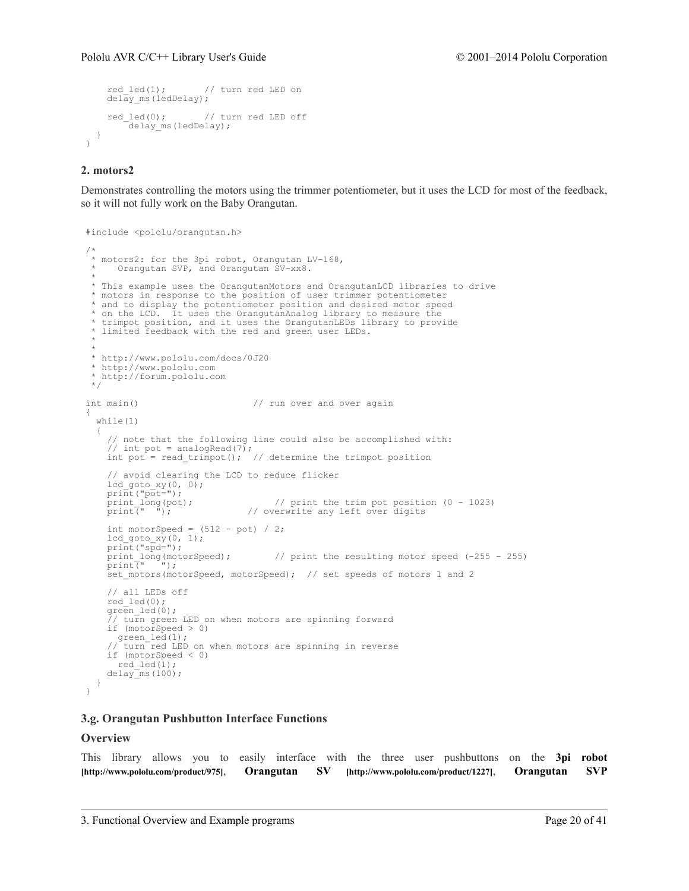```
    red_led(1);       // turn red LED on
    delay_ms(ledDelay);

    red_led(0);       // turn red LED off
        delay_ms(ledDelay);
  }
}
```

### 2. motors2

Demonstrates controlling the motors using the trimmer potentiometer, but it uses the LCD for most of the feedback, so it will not fully work on the Baby Orangutan.

```
#include <pololu/orangutan.h>

/*
 * motors2: for the 3pi robot, Orangutan LV-168,
 *    Orangutan SVP, and Orangutan SV-xx8.
 *
 * This example uses the OrangutanMotors and OrangutanLCD libraries to drive
 * motors in response to the position of user trimmer potentiometer
 * and to display the potentiometer position and desired motor speed
 * on the LCD.  It uses the OrangutanAnalog library to measure the
 * trimpot position, and it uses the OrangutanLEDs library to provide
 * limited feedback with the red and green user LEDs.
 *
 *
 * http://www.pololu.com/docs/0J20
 * http://www.pololu.com
 * http://forum.pololu.com
 */

int main()                      // run over and over again
{
  while(1)
  {
    // note that the following line could also be accomplished with:
    // int pot = analogRead(7);
    int pot = read_trimpot();  // determine the trimpot position

    // avoid clearing the LCD to reduce flicker
    lcd_goto_xy(0, 0);
    print("pot=");
    print_long(pot);               // print the trim pot position (0 - 1023)
    print("  ");              // overwrite any left over digits

    int motorSpeed = (512 - pot) / 2;
    lcd_goto_xy(0, 1);
    print("spd=");
    print_long(motorSpeed);        // print the resulting motor speed (-255 - 255)
    print("   ");
    set_motors(motorSpeed, motorSpeed);  // set speeds of motors 1 and 2

    // all LEDs off
    red_led(0);
    green_led(0);
    // turn green LED on when motors are spinning forward
    if (motorSpeed > 0)
      green_led(1);
    // turn red LED on when motors are spinning in reverse
    if (motorSpeed < 0)
      red_led(1);
    delay_ms(100);
  }
}
```

## 3.g. Orangutan Pushbutton Interface Functions

### Overview

This library allows you to easily interface with the three user pushbuttons on the **3pi robot** [http://www.pololu.com/product/975], **Orangutan SV** [http://www.pololu.com/product/1227], **Orangutan SVP**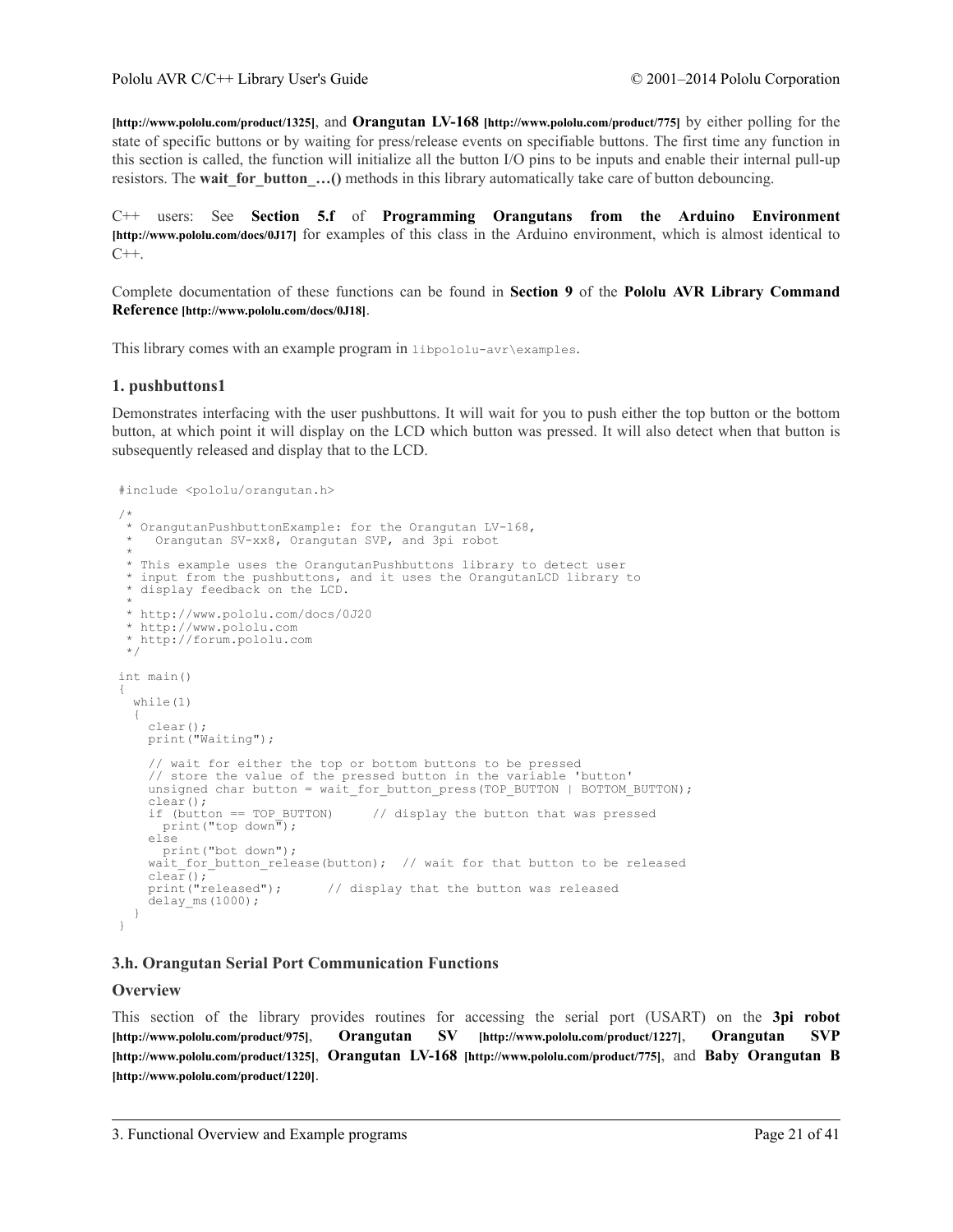**[http://www.pololu.com/product/1325]**, and **Orangutan LV-168 [http://www.pololu.com/product/775]** by either polling for the state of specific buttons or by waiting for press/release events on specifiable buttons. The first time any function in this section is called, the function will initialize all the button I/O pins to be inputs and enable their internal pull-up resistors. The **wait_for_button_…()** methods in this library automatically take care of button debouncing.

C++ users: See **Section 5.f** of **Programming Orangutans from the Arduino Environment [http://www.pololu.com/docs/0J17]** for examples of this class in the Arduino environment, which is almost identical to C++.

Complete documentation of these functions can be found in **Section 9** of the **Pololu AVR Library Command Reference [http://www.pololu.com/docs/0J18]**.

This library comes with an example program in `libpololu-avr\examples`.

### 1. pushbuttons1

Demonstrates interfacing with the user pushbuttons. It will wait for you to push either the top button or the bottom button, at which point it will display on the LCD which button was pressed. It will also detect when that button is subsequently released and display that to the LCD.

```
#include <pololu/orangutan.h>

/*
 * OrangutanPushbuttonExample: for the Orangutan LV-168,
 *   Orangutan SV-xx8, Orangutan SVP, and 3pi robot
 *
 * This example uses the OrangutanPushbuttons library to detect user
 * input from the pushbuttons, and it uses the OrangutanLCD library to
 * display feedback on the LCD.
 *
 * http://www.pololu.com/docs/0J20
 * http://www.pololu.com
 * http://forum.pololu.com
 */

int main()
{
  while(1)
  {
    clear();
    print("Waiting");

    // wait for either the top or bottom buttons to be pressed
    // store the value of the pressed button in the variable 'button'
    unsigned char button = wait_for_button_press(TOP_BUTTON | BOTTOM_BUTTON);
    clear();
    if (button == TOP_BUTTON)     // display the button that was pressed
      print("top down");
    else
      print("bot down");
    wait_for_button_release(button);  // wait for that button to be released
    clear();
    print("released");      // display that the button was released
    delay_ms(1000);
  }
}
```

## 3.h. Orangutan Serial Port Communication Functions

### Overview

This section of the library provides routines for accessing the serial port (USART) on the **3pi robot [http://www.pololu.com/product/975]**, **Orangutan SV [http://www.pololu.com/product/1227]**, **Orangutan SVP [http://www.pololu.com/product/1325]**, **Orangutan LV-168 [http://www.pololu.com/product/775]**, and **Baby Orangutan B [http://www.pololu.com/product/1220]**.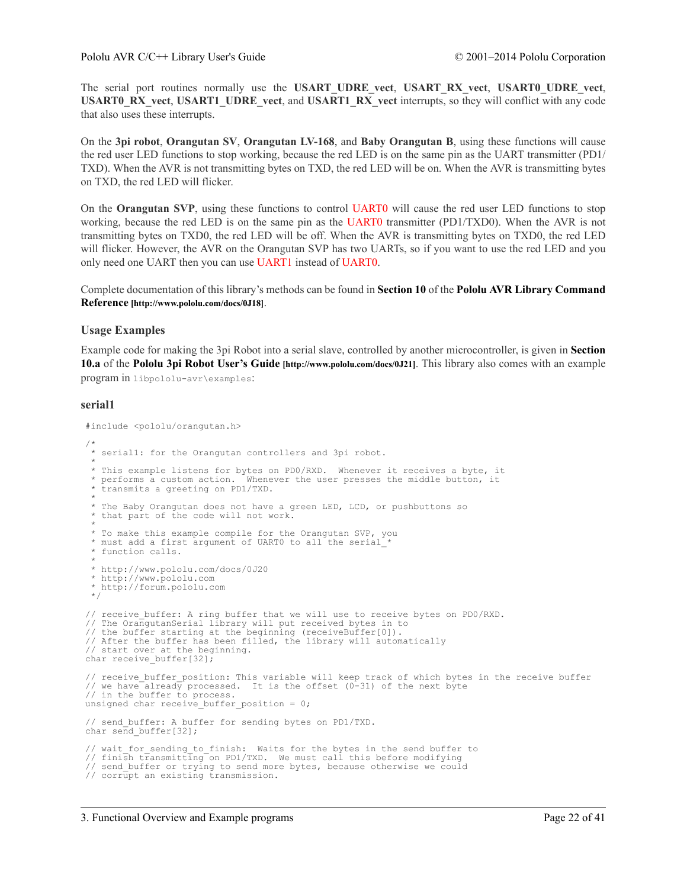The serial port routines normally use the **USART_UDRE_vect**, **USART_RX_vect**, **USART0_UDRE_vect**, **USART0_RX_vect**, **USART1_UDRE_vect**, and **USART1_RX_vect** interrupts, so they will conflict with any code that also uses these interrupts.

On the **3pi robot**, **Orangutan SV**, **Orangutan LV-168**, and **Baby Orangutan B**, using these functions will cause the red user LED functions to stop working, because the red LED is on the same pin as the UART transmitter (PD1/TXD). When the AVR is not transmitting bytes on TXD, the red LED will be on. When the AVR is transmitting bytes on TXD, the red LED will flicker.

On the **Orangutan SVP**, using these functions to control UART0 will cause the red user LED functions to stop working, because the red LED is on the same pin as the UART0 transmitter (PD1/TXD0). When the AVR is not transmitting bytes on TXD0, the red LED will be off. When the AVR is transmitting bytes on TXD0, the red LED will flicker. However, the AVR on the Orangutan SVP has two UARTs, so if you want to use the red LED and you only need one UART then you can use UART1 instead of UART0.

Complete documentation of this library's methods can be found in **Section 10** of the **Pololu AVR Library Command Reference** **[http://www.pololu.com/docs/0J18]**.

### Usage Examples

Example code for making the 3pi Robot into a serial slave, controlled by another microcontroller, is given in **Section 10.a** of the **Pololu 3pi Robot User's Guide** **[http://www.pololu.com/docs/0J21]**. This library also comes with an example program in `libpololu-avr\examples`:

#### serial1

```
#include <pololu/orangutan.h>

/*
 * serial1: for the Orangutan controllers and 3pi robot.
 *
 * This example listens for bytes on PD0/RXD.  Whenever it receives a byte, it
 * performs a custom action.  Whenever the user presses the middle button, it
 * transmits a greeting on PD1/TXD.
 *
 * The Baby Orangutan does not have a green LED, LCD, or pushbuttons so
 * that part of the code will not work.
 *
 * To make this example compile for the Orangutan SVP, you
 * must add a first argument of UART0 to all the serial_*
 * function calls.
 *
 * http://www.pololu.com/docs/0J20
 * http://www.pololu.com
 * http://forum.pololu.com
 */

// receive_buffer: A ring buffer that we will use to receive bytes on PD0/RXD.
// The OrangutanSerial library will put received bytes in to
// the buffer starting at the beginning (receiveBuffer[0]).
// After the buffer has been filled, the library will automatically
// start over at the beginning.
char receive_buffer[32];

// receive_buffer_position: This variable will keep track of which bytes in the receive buffer
// we have already processed.  It is the offset (0-31) of the next byte
// in the buffer to process.
unsigned char receive_buffer_position = 0;

// send_buffer: A buffer for sending bytes on PD1/TXD.
char send_buffer[32];

// wait_for_sending_to_finish:  Waits for the bytes in the send buffer to
// finish transmitting on PD1/TXD.  We must call this before modifying
// send_buffer or trying to send more bytes, because otherwise we could
// corrupt an existing transmission.
```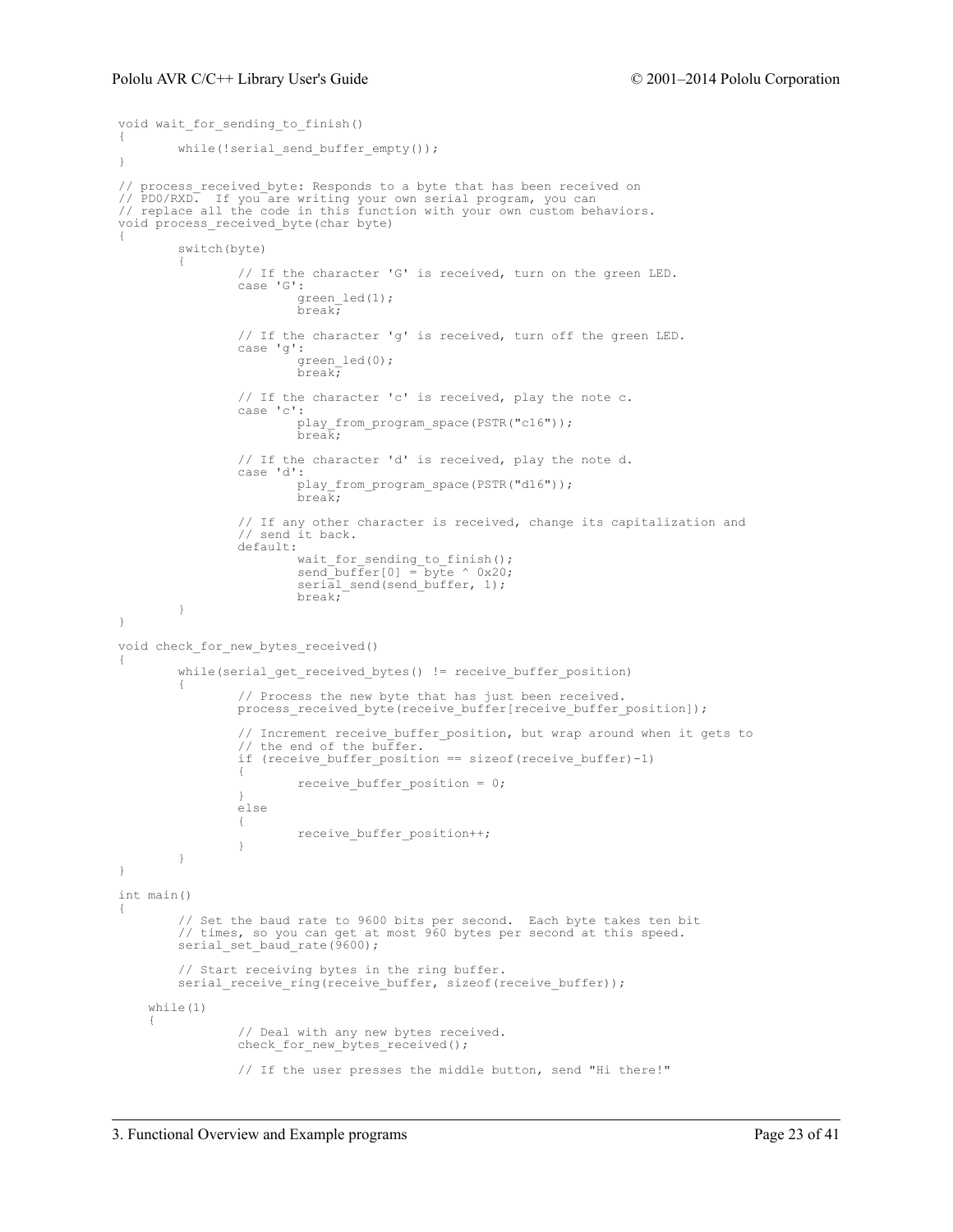```
void wait_for_sending_to_finish()
{
        while(!serial_send_buffer_empty());
}

// process_received_byte: Responds to a byte that has been received on
// PD0/RXD.  If you are writing your own serial program, you can
// replace all the code in this function with your own custom behaviors.
void process_received_byte(char byte)
{
        switch(byte)
        {
                // If the character 'G' is received, turn on the green LED.
                case 'G':
                        green_led(1);
                        break;

                // If the character 'g' is received, turn off the green LED.
                case 'g':
                        green_led(0);
                        break;

                // If the character 'c' is received, play the note c.
                case 'c':
                        play_from_program_space(PSTR("c16"));
                        break;

                // If the character 'd' is received, play the note d.
                case 'd':
                        play_from_program_space(PSTR("d16"));
                        break;

                // If any other character is received, change its capitalization and
                // send it back.
                default:
                        wait_for_sending_to_finish();
                        send_buffer[0] = byte ^ 0x20;
                        serial_send(send_buffer, 1);
                        break;
        }
}

void check_for_new_bytes_received()
{
        while(serial_get_received_bytes() != receive_buffer_position)
        {
                // Process the new byte that has just been received.
                process_received_byte(receive_buffer[receive_buffer_position]);

                // Increment receive_buffer_position, but wrap around when it gets to
                // the end of the buffer.
                if (receive_buffer_position == sizeof(receive_buffer)-1)
                {
                        receive_buffer_position = 0;
                }
                else
                {
                        receive_buffer_position++;
                }
        }
}

int main()
{
        // Set the baud rate to 9600 bits per second.  Each byte takes ten bit
        // times, so you can get at most 960 bytes per second at this speed.
        serial_set_baud_rate(9600);

        // Start receiving bytes in the ring buffer.
        serial_receive_ring(receive_buffer, sizeof(receive_buffer));

    while(1)
    {
                // Deal with any new bytes received.
                check_for_new_bytes_received();

                // If the user presses the middle button, send "Hi there!"
```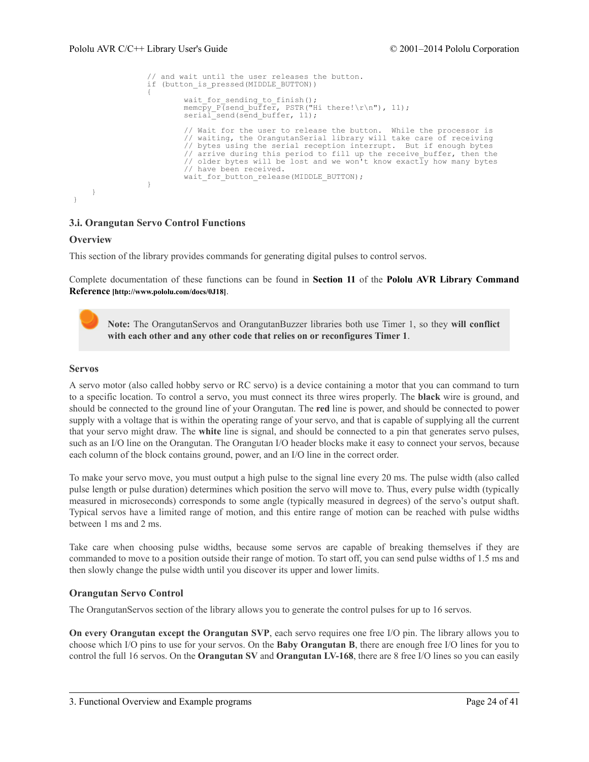```
            // and wait until the user releases the button.
            if (button_is_pressed(MIDDLE_BUTTON))
            {
                wait_for_sending_to_finish();
                memcpy_P(send_buffer, PSTR("Hi there!\r\n"), 11);
                serial_send(send_buffer, 11);

                // Wait for the user to release the button.  While the processor is
                // waiting, the OrangutanSerial library will take care of receiving
                // bytes using the serial reception interrupt.  But if enough bytes
                // arrive during this period to fill up the receive_buffer, then the
                // older bytes will be lost and we won't know exactly how many bytes
                // have been received.
                wait_for_button_release(MIDDLE_BUTTON);
            }
        }
}
```

## 3.i. Orangutan Servo Control Functions

### Overview

This section of the library provides commands for generating digital pulses to control servos.

Complete documentation of these functions can be found in **Section 11** of the **Pololu AVR Library Command Reference** **[http://www.pololu.com/docs/0J18]**.

> **Note:** The OrangutanServos and OrangutanBuzzer libraries both use Timer 1, so they **will conflict with each other and any other code that relies on or reconfigures Timer 1**.

### Servos

A servo motor (also called hobby servo or RC servo) is a device containing a motor that you can command to turn to a specific location. To control a servo, you must connect its three wires properly. The **black** wire is ground, and should be connected to the ground line of your Orangutan. The **red** line is power, and should be connected to power supply with a voltage that is within the operating range of your servo, and that is capable of supplying all the current that your servo might draw. The **white** line is signal, and should be connected to a pin that generates servo pulses, such as an I/O line on the Orangutan. The Orangutan I/O header blocks make it easy to connect your servos, because each column of the block contains ground, power, and an I/O line in the correct order.

To make your servo move, you must output a high pulse to the signal line every 20 ms. The pulse width (also called pulse length or pulse duration) determines which position the servo will move to. Thus, every pulse width (typically measured in microseconds) corresponds to some angle (typically measured in degrees) of the servo's output shaft. Typical servos have a limited range of motion, and this entire range of motion can be reached with pulse widths between 1 ms and 2 ms.

Take care when choosing pulse widths, because some servos are capable of breaking themselves if they are commanded to move to a position outside their range of motion. To start off, you can send pulse widths of 1.5 ms and then slowly change the pulse width until you discover its upper and lower limits.

### Orangutan Servo Control

The OrangutanServos section of the library allows you to generate the control pulses for up to 16 servos.

**On every Orangutan except the Orangutan SVP**, each servo requires one free I/O pin. The library allows you to choose which I/O pins to use for your servos. On the **Baby Orangutan B**, there are enough free I/O lines for you to control the full 16 servos. On the **Orangutan SV** and **Orangutan LV-168**, there are 8 free I/O lines so you can easily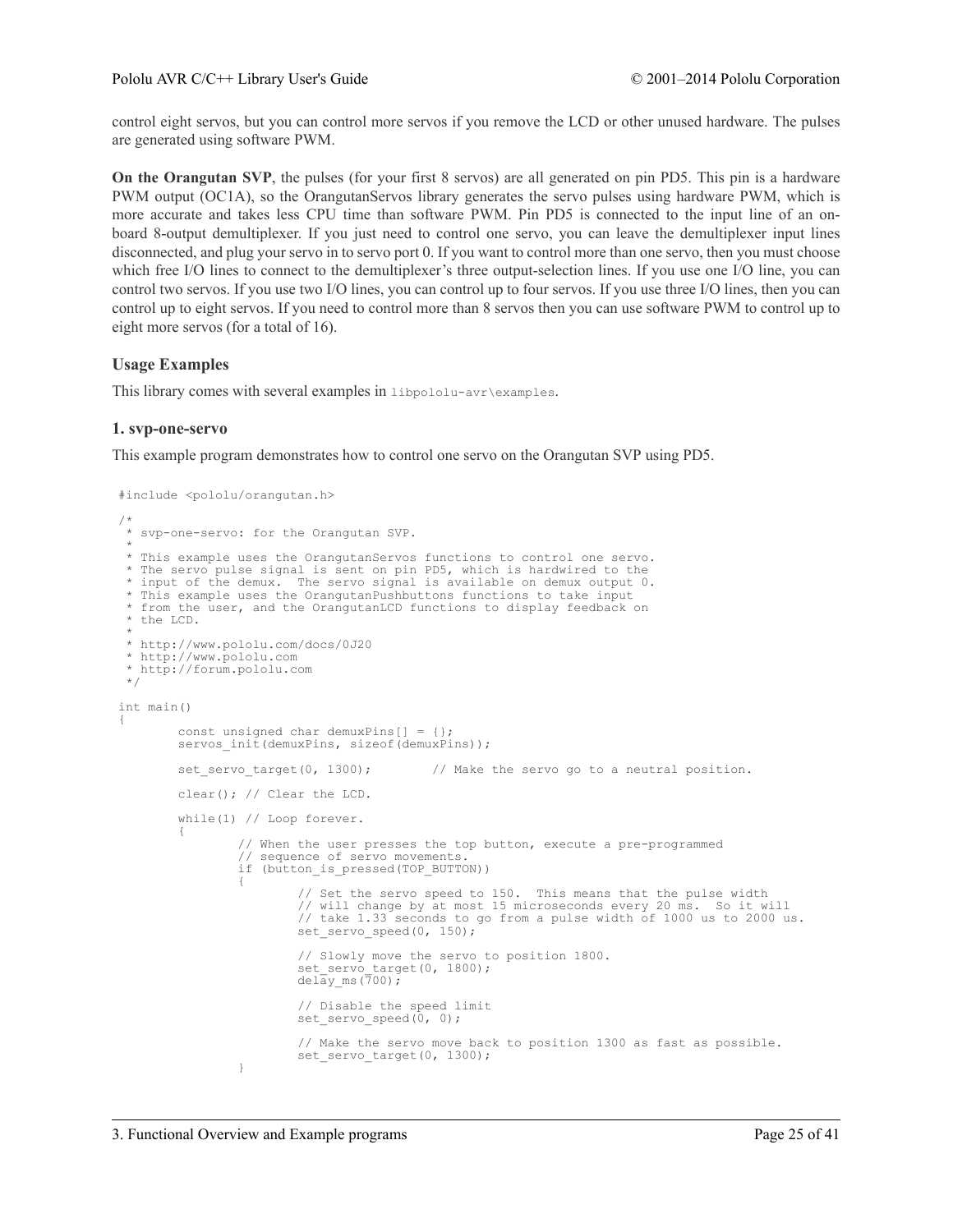control eight servos, but you can control more servos if you remove the LCD or other unused hardware. The pulses are generated using software PWM.

**On the Orangutan SVP**, the pulses (for your first 8 servos) are all generated on pin PD5. This pin is a hardware PWM output (OC1A), so the OrangutanServos library generates the servo pulses using hardware PWM, which is more accurate and takes less CPU time than software PWM. Pin PD5 is connected to the input line of an on-board 8-output demultiplexer. If you just need to control one servo, you can leave the demultiplexer input lines disconnected, and plug your servo in to servo port 0. If you want to control more than one servo, then you must choose which free I/O lines to connect to the demultiplexer's three output-selection lines. If you use one I/O line, you can control two servos. If you use two I/O lines, you can control up to four servos. If you use three I/O lines, then you can control up to eight servos. If you need to control more than 8 servos then you can use software PWM to control up to eight more servos (for a total of 16).

### Usage Examples

This library comes with several examples in `libpololu-avr\examples`.

#### 1. svp-one-servo

This example program demonstrates how to control one servo on the Orangutan SVP using PD5.

```
#include <pololu/orangutan.h>

/*
 * svp-one-servo: for the Orangutan SVP.
 *
 * This example uses the OrangutanServos functions to control one servo.
 * The servo pulse signal is sent on pin PD5, which is hardwired to the
 * input of the demux.  The servo signal is available on demux output 0.
 * This example uses the OrangutanPushbuttons functions to take input
 * from the user, and the OrangutanLCD functions to display feedback on
 * the LCD.
 *
 * http://www.pololu.com/docs/0J20
 * http://www.pololu.com
 * http://forum.pololu.com
 */

int main()
{
        const unsigned char demuxPins[] = {};
        servos_init(demuxPins, sizeof(demuxPins));

        set_servo_target(0, 1300);        // Make the servo go to a neutral position.

        clear(); // Clear the LCD.

        while(1) // Loop forever.
        {
                // When the user presses the top button, execute a pre-programmed
                // sequence of servo movements.
                if (button_is_pressed(TOP_BUTTON))
                {
                        // Set the servo speed to 150.  This means that the pulse width
                        // will change by at most 15 microseconds every 20 ms.  So it will
                        // take 1.33 seconds to go from a pulse width of 1000 us to 2000 us.
                        set_servo_speed(0, 150);

                        // Slowly move the servo to position 1800.
                        set_servo_target(0, 1800);
                        delay_ms(700);

                        // Disable the speed limit
                        set_servo_speed(0, 0);

                        // Make the servo move back to position 1300 as fast as possible.
                        set_servo_target(0, 1300);
                }
```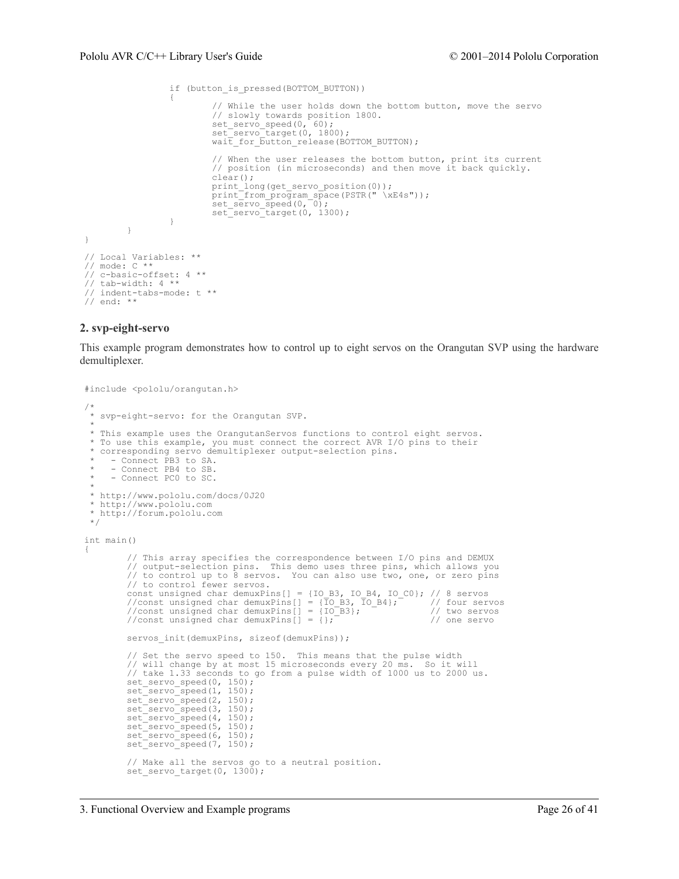```
                if (button_is_pressed(BOTTOM_BUTTON))
                {
                        // While the user holds down the bottom button, move the servo
                        // slowly towards position 1800.
                        set_servo_speed(0, 60);
                        set_servo_target(0, 1800);
                        wait_for_button_release(BOTTOM_BUTTON);

                        // When the user releases the bottom button, print its current
                        // position (in microseconds) and then move it back quickly.
                        clear();
                        print_long(get_servo_position(0));
                        print_from_program_space(PSTR(" \xE4s"));
                        set_servo_speed(0, 0);
                        set_servo_target(0, 1300);
                }
        }
}

// Local Variables: **
// mode: C **
// c-basic-offset: 4 **
// tab-width: 4 **
// indent-tabs-mode: t **
// end: **
```

### 2. svp-eight-servo

This example program demonstrates how to control up to eight servos on the Orangutan SVP using the hardware demultiplexer.

```
#include <pololu/orangutan.h>

/*
 * svp-eight-servo: for the Orangutan SVP.
 *
 * This example uses the OrangutanServos functions to control eight servos.
 * To use this example, you must connect the correct AVR I/O pins to their
 * corresponding servo demultiplexer output-selection pins.
 *   - Connect PB3 to SA.
 *   - Connect PB4 to SB.
 *   - Connect PC0 to SC.
 *
 * http://www.pololu.com/docs/0J20
 * http://www.pololu.com
 * http://forum.pololu.com
 */

int main()
{
        // This array specifies the correspondence between I/O pins and DEMUX
        // output-selection pins.  This demo uses three pins, which allows you
        // to control up to 8 servos.  You can also use two, one, or zero pins
        // to control fewer servos.
        const unsigned char demuxPins[] = {IO_B3, IO_B4, IO_C0}; // 8 servos
        //const unsigned char demuxPins[] = {IO_B3, IO_B4};      // four servos
        //const unsigned char demuxPins[] = {IO_B3};             // two servos
        //const unsigned char demuxPins[] = {};                  // one servo

        servos_init(demuxPins, sizeof(demuxPins));

        // Set the servo speed to 150.  This means that the pulse width
        // will change by at most 15 microseconds every 20 ms.  So it will
        // take 1.33 seconds to go from a pulse width of 1000 us to 2000 us.
        set_servo_speed(0, 150);
        set_servo_speed(1, 150);
        set_servo_speed(2, 150);
        set_servo_speed(3, 150);
        set_servo_speed(4, 150);
        set_servo_speed(5, 150);
        set_servo_speed(6, 150);
        set_servo_speed(7, 150);

        // Make all the servos go to a neutral position.
        set_servo_target(0, 1300);
```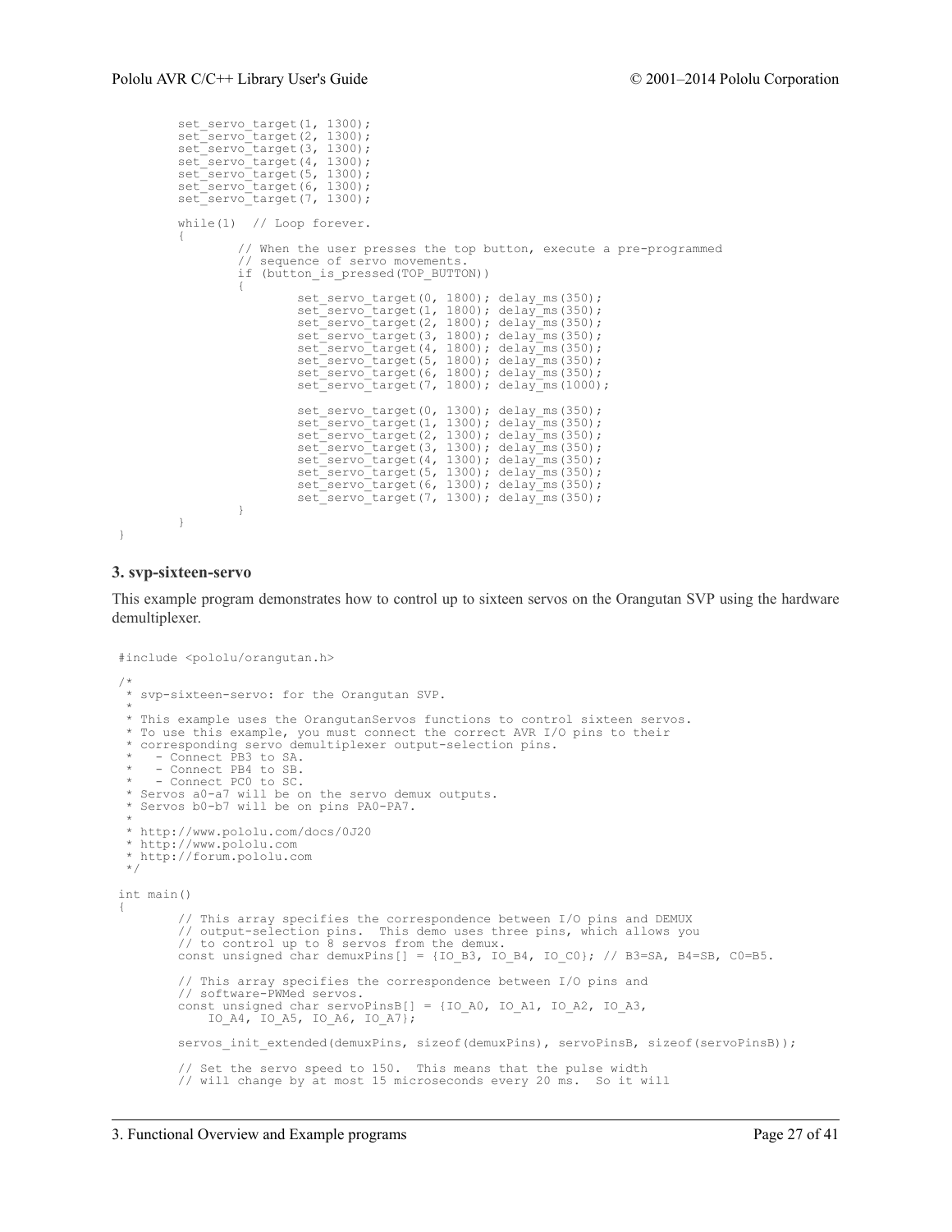```
        set_servo_target(1, 1300);
        set_servo_target(2, 1300);
        set_servo_target(3, 1300);
        set_servo_target(4, 1300);
        set_servo_target(5, 1300);
        set_servo_target(6, 1300);
        set_servo_target(7, 1300);

        while(1)  // Loop forever.
        {
                // When the user presses the top button, execute a pre-programmed
                // sequence of servo movements.
                if (button_is_pressed(TOP_BUTTON))
                {
                        set_servo_target(0, 1800); delay_ms(350);
                        set_servo_target(1, 1800); delay_ms(350);
                        set_servo_target(2, 1800); delay_ms(350);
                        set_servo_target(3, 1800); delay_ms(350);
                        set_servo_target(4, 1800); delay_ms(350);
                        set_servo_target(5, 1800); delay_ms(350);
                        set_servo_target(6, 1800); delay_ms(350);
                        set_servo_target(7, 1800); delay_ms(1000);

                        set_servo_target(0, 1300); delay_ms(350);
                        set_servo_target(1, 1300); delay_ms(350);
                        set_servo_target(2, 1300); delay_ms(350);
                        set_servo_target(3, 1300); delay_ms(350);
                        set_servo_target(4, 1300); delay_ms(350);
                        set_servo_target(5, 1300); delay_ms(350);
                        set_servo_target(6, 1300); delay_ms(350);
                        set_servo_target(7, 1300); delay_ms(350);
                }
        }
}
```

### 3. svp-sixteen-servo

This example program demonstrates how to control up to sixteen servos on the Orangutan SVP using the hardware demultiplexer.

```
#include <pololu/orangutan.h>

/*
 * svp-sixteen-servo: for the Orangutan SVP.
 *
 * This example uses the OrangutanServos functions to control sixteen servos.
 * To use this example, you must connect the correct AVR I/O pins to their
 * corresponding servo demultiplexer output-selection pins.
 *   - Connect PB3 to SA.
 *   - Connect PB4 to SB.
 *   - Connect PC0 to SC.
 * Servos a0-a7 will be on the servo demux outputs.
 * Servos b0-b7 will be on pins PA0-PA7.
 *
 * http://www.pololu.com/docs/0J20
 * http://www.pololu.com
 * http://forum.pololu.com
 */

int main()
{
        // This array specifies the correspondence between I/O pins and DEMUX
        // output-selection pins.  This demo uses three pins, which allows you
        // to control up to 8 servos from the demux.
        const unsigned char demuxPins[] = {IO_B3, IO_B4, IO_C0}; // B3=SA, B4=SB, C0=B5.

        // This array specifies the correspondence between I/O pins and
        // software-PWMed servos.
        const unsigned char servoPinsB[] = {IO_A0, IO_A1, IO_A2, IO_A3,
            IO_A4, IO_A5, IO_A6, IO_A7};

        servos_init_extended(demuxPins, sizeof(demuxPins), servoPinsB, sizeof(servoPinsB));

        // Set the servo speed to 150.  This means that the pulse width
        // will change by at most 15 microseconds every 20 ms.  So it will
```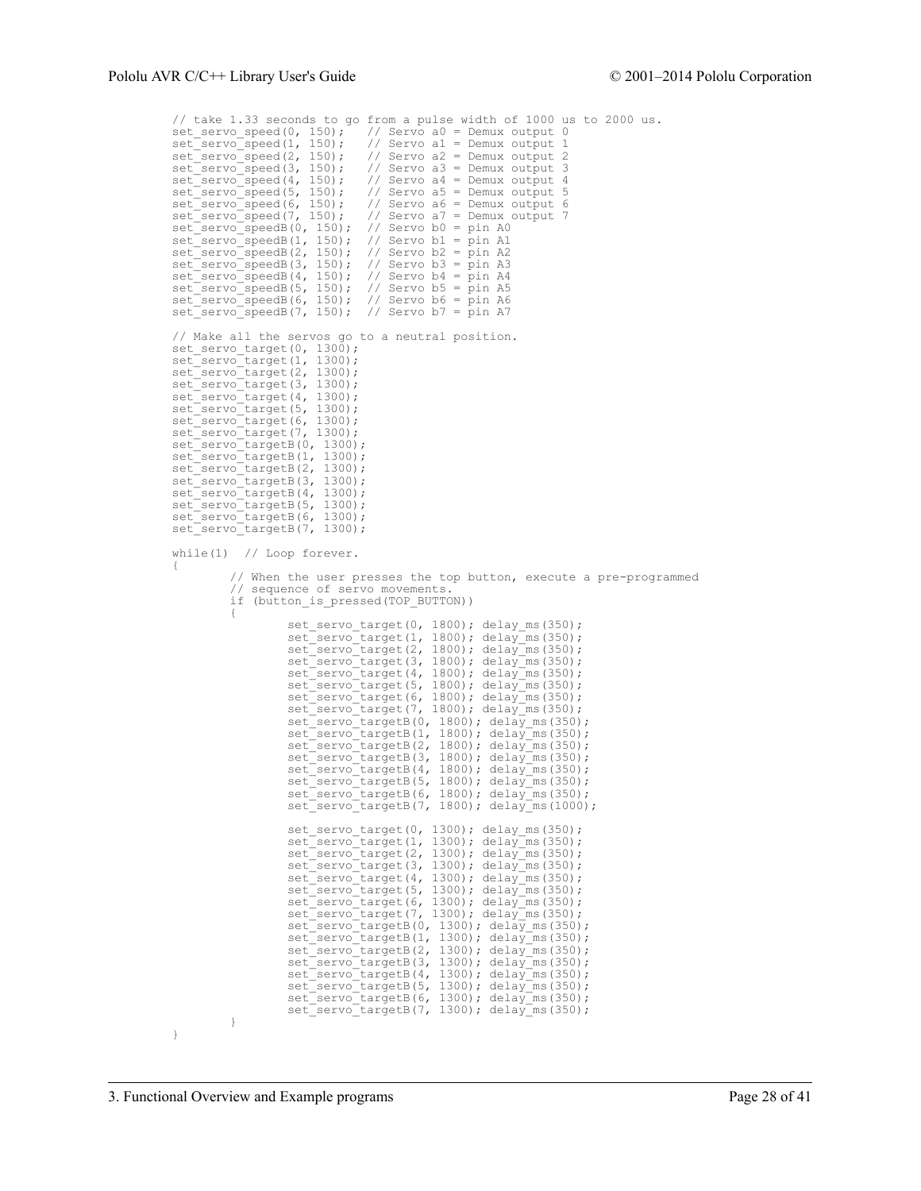```
	// take 1.33 seconds to go from a pulse width of 1000 us to 2000 us.
	set_servo_speed(0, 150);   // Servo a0 = Demux output 0
	set_servo_speed(1, 150);   // Servo a1 = Demux output 1
	set_servo_speed(2, 150);   // Servo a2 = Demux output 2
	set_servo_speed(3, 150);   // Servo a3 = Demux output 3
	set_servo_speed(4, 150);   // Servo a4 = Demux output 4
	set_servo_speed(5, 150);   // Servo a5 = Demux output 5
	set_servo_speed(6, 150);   // Servo a6 = Demux output 6
	set_servo_speed(7, 150);   // Servo a7 = Demux output 7
	set_servo_speedB(0, 150);  // Servo b0 = pin A0
	set_servo_speedB(1, 150);  // Servo b1 = pin A1
	set_servo_speedB(2, 150);  // Servo b2 = pin A2
	set_servo_speedB(3, 150);  // Servo b3 = pin A3
	set_servo_speedB(4, 150);  // Servo b4 = pin A4
	set_servo_speedB(5, 150);  // Servo b5 = pin A5
	set_servo_speedB(6, 150);  // Servo b6 = pin A6
	set_servo_speedB(7, 150);  // Servo b7 = pin A7

	// Make all the servos go to a neutral position.
	set_servo_target(0, 1300);
	set_servo_target(1, 1300);
	set_servo_target(2, 1300);
	set_servo_target(3, 1300);
	set_servo_target(4, 1300);
	set_servo_target(5, 1300);
	set_servo_target(6, 1300);
	set_servo_target(7, 1300);
	set_servo_targetB(0, 1300);
	set_servo_targetB(1, 1300);
	set_servo_targetB(2, 1300);
	set_servo_targetB(3, 1300);
	set_servo_targetB(4, 1300);
	set_servo_targetB(5, 1300);
	set_servo_targetB(6, 1300);
	set_servo_targetB(7, 1300);

	while(1)  // Loop forever.
	{
		// When the user presses the top button, execute a pre-programmed
		// sequence of servo movements.
		if (button_is_pressed(TOP_BUTTON))
		{
			set_servo_target(0, 1800); delay_ms(350);
			set_servo_target(1, 1800); delay_ms(350);
			set_servo_target(2, 1800); delay_ms(350);
			set_servo_target(3, 1800); delay_ms(350);
			set_servo_target(4, 1800); delay_ms(350);
			set_servo_target(5, 1800); delay_ms(350);
			set_servo_target(6, 1800); delay_ms(350);
			set_servo_target(7, 1800); delay_ms(350);
			set_servo_targetB(0, 1800); delay_ms(350);
			set_servo_targetB(1, 1800); delay_ms(350);
			set_servo_targetB(2, 1800); delay_ms(350);
			set_servo_targetB(3, 1800); delay_ms(350);
			set_servo_targetB(4, 1800); delay_ms(350);
			set_servo_targetB(5, 1800); delay_ms(350);
			set_servo_targetB(6, 1800); delay_ms(350);
			set_servo_targetB(7, 1800); delay_ms(1000);

			set_servo_target(0, 1300); delay_ms(350);
			set_servo_target(1, 1300); delay_ms(350);
			set_servo_target(2, 1300); delay_ms(350);
			set_servo_target(3, 1300); delay_ms(350);
			set_servo_target(4, 1300); delay_ms(350);
			set_servo_target(5, 1300); delay_ms(350);
			set_servo_target(6, 1300); delay_ms(350);
			set_servo_target(7, 1300); delay_ms(350);
			set_servo_targetB(0, 1300); delay_ms(350);
			set_servo_targetB(1, 1300); delay_ms(350);
			set_servo_targetB(2, 1300); delay_ms(350);
			set_servo_targetB(3, 1300); delay_ms(350);
			set_servo_targetB(4, 1300); delay_ms(350);
			set_servo_targetB(5, 1300); delay_ms(350);
			set_servo_targetB(6, 1300); delay_ms(350);
			set_servo_targetB(7, 1300); delay_ms(350);
		}
	}
}
```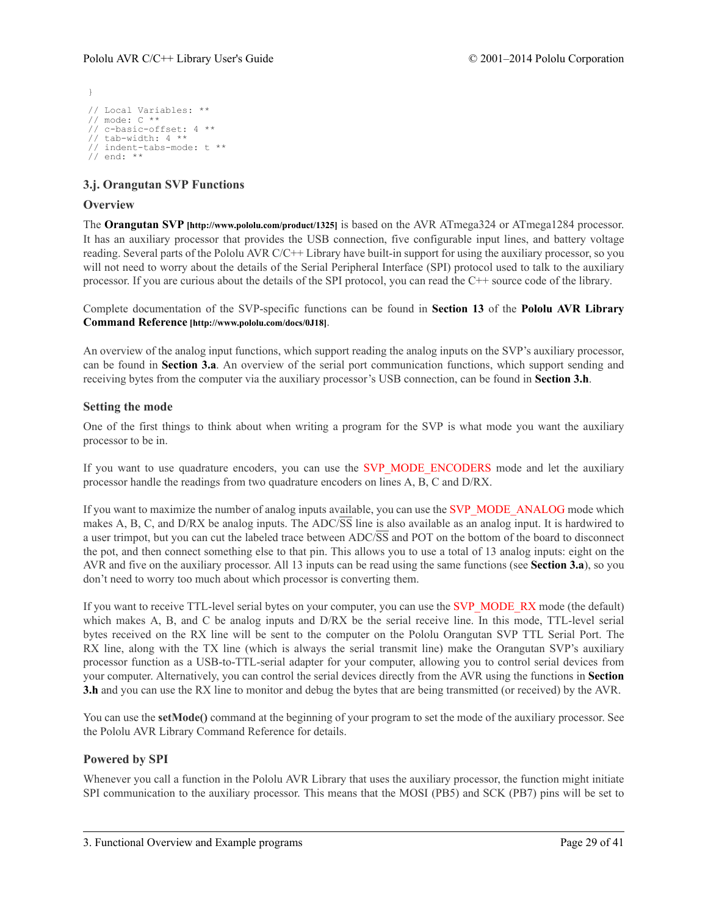```
}

// Local Variables: **
// mode: C **
// c-basic-offset: 4 **
// tab-width: 4 **
// indent-tabs-mode: t **
// end: **
```

## 3.j. Orangutan SVP Functions

### Overview

The **Orangutan SVP [http://www.pololu.com/product/1325]** is based on the AVR ATmega324 or ATmega1284 processor. It has an auxiliary processor that provides the USB connection, five configurable input lines, and battery voltage reading. Several parts of the Pololu AVR C/C++ Library have built-in support for using the auxiliary processor, so you will not need to worry about the details of the Serial Peripheral Interface (SPI) protocol used to talk to the auxiliary processor. If you are curious about the details of the SPI protocol, you can read the C++ source code of the library.

Complete documentation of the SVP-specific functions can be found in **Section 13** of the **Pololu AVR Library Command Reference [http://www.pololu.com/docs/0J18]**.

An overview of the analog input functions, which support reading the analog inputs on the SVP's auxiliary processor, can be found in **Section 3.a**. An overview of the serial port communication functions, which support sending and receiving bytes from the computer via the auxiliary processor's USB connection, can be found in **Section 3.h**.

### Setting the mode

One of the first things to think about when writing a program for the SVP is what mode you want the auxiliary processor to be in.

If you want to use quadrature encoders, you can use the SVP_MODE_ENCODERS mode and let the auxiliary processor handle the readings from two quadrature encoders on lines A, B, C and D/RX.

If you want to maximize the number of analog inputs available, you can use the SVP_MODE_ANALOG mode which makes A, B, C, and D/RX be analog inputs. The ADC/$\overline{SS}$ line is also available as an analog input. It is hardwired to a user trimpot, but you can cut the labeled trace between ADC/$\overline{SS}$ and POT on the bottom of the board to disconnect the pot, and then connect something else to that pin. This allows you to use a total of 13 analog inputs: eight on the AVR and five on the auxiliary processor. All 13 inputs can be read using the same functions (see **Section 3.a**), so you don't need to worry too much about which processor is converting them.

If you want to receive TTL-level serial bytes on your computer, you can use the SVP_MODE_RX mode (the default) which makes A, B, and C be analog inputs and D/RX be the serial receive line. In this mode, TTL-level serial bytes received on the RX line will be sent to the computer on the Pololu Orangutan SVP TTL Serial Port. The RX line, along with the TX line (which is always the serial transmit line) make the Orangutan SVP's auxiliary processor function as a USB-to-TTL-serial adapter for your computer, allowing you to control serial devices from your computer. Alternatively, you can control the serial devices directly from the AVR using the functions in **Section 3.h** and you can use the RX line to monitor and debug the bytes that are being transmitted (or received) by the AVR.

You can use the **setMode()** command at the beginning of your program to set the mode of the auxiliary processor. See the Pololu AVR Library Command Reference for details.

### Powered by SPI

Whenever you call a function in the Pololu AVR Library that uses the auxiliary processor, the function might initiate SPI communication to the auxiliary processor. This means that the MOSI (PB5) and SCK (PB7) pins will be set to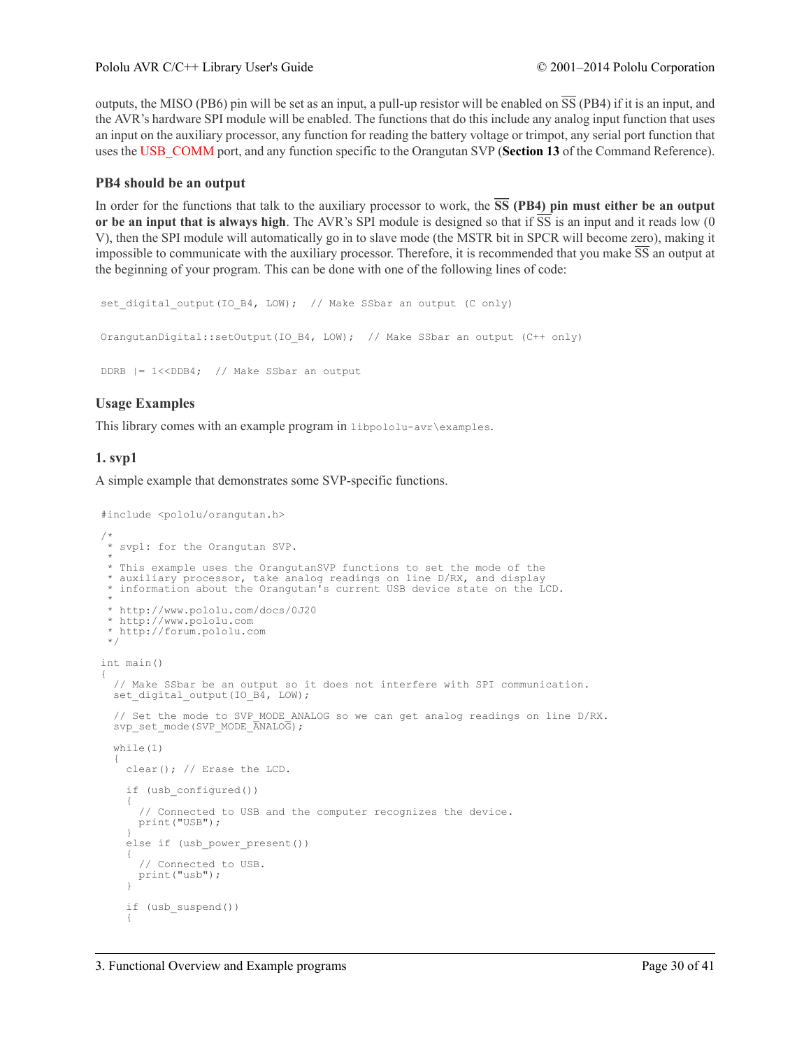outputs, the MISO (PB6) pin will be set as an input, a pull-up resistor will be enabled on $\overline{\text{SS}}$ (PB4) if it is an input, and the AVR's hardware SPI module will be enabled. The functions that do this include any analog input function that uses an input on the auxiliary processor, any function for reading the battery voltage or trimpot, any serial port function that uses the USB_COMM port, and any function specific to the Orangutan SVP (**Section 13** of the Command Reference).

### PB4 should be an output

In order for the functions that talk to the auxiliary processor to work, the **$\overline{\text{SS}}$ (PB4) pin must either be an output or be an input that is always high**. The AVR's SPI module is designed so that if $\overline{\text{SS}}$ is an input and it reads low (0 V), then the SPI module will automatically go in to slave mode (the MSTR bit in SPCR will become zero), making it impossible to communicate with the auxiliary processor. Therefore, it is recommended that you make $\overline{\text{SS}}$ an output at the beginning of your program. This can be done with one of the following lines of code:

```
set_digital_output(IO_B4, LOW);  // Make SSbar an output (C only)
```

```
OrangutanDigital::setOutput(IO_B4, LOW);  // Make SSbar an output (C++ only)
```

```
DDRB |= 1<<DDB4;  // Make SSbar an output
```

### Usage Examples

This library comes with an example program in `libpololu-avr\examples`.

### 1. svp1

A simple example that demonstrates some SVP-specific functions.

```
#include <pololu/orangutan.h>

/*
 * svp1: for the Orangutan SVP.
 *
 * This example uses the OrangutanSVP functions to set the mode of the
 * auxiliary processor, take analog readings on line D/RX, and display
 * information about the Orangutan's current USB device state on the LCD.
 *
 * http://www.pololu.com/docs/0J20
 * http://www.pololu.com
 * http://forum.pololu.com
 */

int main()
{
  // Make SSbar be an output so it does not interfere with SPI communication.
  set_digital_output(IO_B4, LOW);

  // Set the mode to SVP_MODE_ANALOG so we can get analog readings on line D/RX.
  svp_set_mode(SVP_MODE_ANALOG);

  while(1)
  {
    clear(); // Erase the LCD.

    if (usb_configured())
    {
      // Connected to USB and the computer recognizes the device.
      print("USB");
    }
    else if (usb_power_present())
    {
      // Connected to USB.
      print("usb");
    }

    if (usb_suspend())
    {
```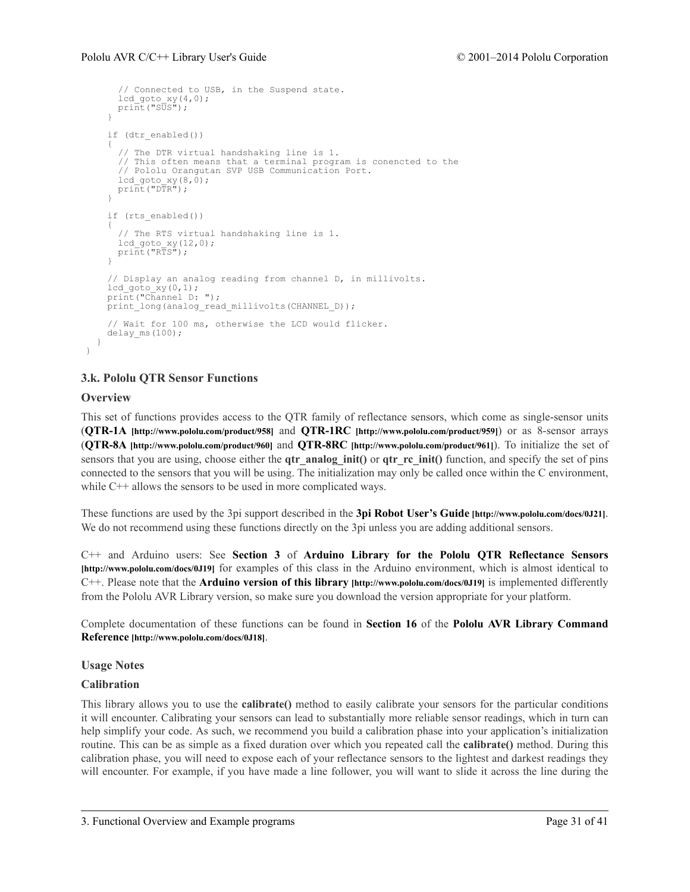```
      // Connected to USB, in the Suspend state.
      lcd_goto_xy(4,0);
      print("SUS");
    }

    if (dtr_enabled())
    {
      // The DTR virtual handshaking line is 1.
      // This often means that a terminal program is conencted to the
      // Pololu Orangutan SVP USB Communication Port.
      lcd_goto_xy(8,0);
      print("DTR");
    }

    if (rts_enabled())
    {
      // The RTS virtual handshaking line is 1.
      lcd_goto_xy(12,0);
      print("RTS");
    }

    // Display an analog reading from channel D, in millivolts.
    lcd_goto_xy(0,1);
    print("Channel D: ");
    print_long(analog_read_millivolts(CHANNEL_D));

    // Wait for 100 ms, otherwise the LCD would flicker.
    delay_ms(100);
  }
}
```

### 3.k. Pololu QTR Sensor Functions

#### Overview

This set of functions provides access to the QTR family of reflectance sensors, which come as single-sensor units (**QTR-1A [http://www.pololu.com/product/958]** and **QTR-1RC [http://www.pololu.com/product/959]**) or as 8-sensor arrays (**QTR-8A [http://www.pololu.com/product/960]** and **QTR-8RC [http://www.pololu.com/product/961]**). To initialize the set of sensors that you are using, choose either the **qtr_analog_init()** or **qtr_rc_init()** function, and specify the set of pins connected to the sensors that you will be using. The initialization may only be called once within the C environment, while C++ allows the sensors to be used in more complicated ways.

These functions are used by the 3pi support described in the **3pi Robot User's Guide [http://www.pololu.com/docs/0J21]**. We do not recommend using these functions directly on the 3pi unless you are adding additional sensors.

C++ and Arduino users: See **Section 3** of **Arduino Library for the Pololu QTR Reflectance Sensors [http://www.pololu.com/docs/0J19]** for examples of this class in the Arduino environment, which is almost identical to C++. Please note that the **Arduino version of this library [http://www.pololu.com/docs/0J19]** is implemented differently from the Pololu AVR Library version, so make sure you download the version appropriate for your platform.

Complete documentation of these functions can be found in **Section 16** of the **Pololu AVR Library Command Reference [http://www.pololu.com/docs/0J18]**.

#### Usage Notes

#### Calibration

This library allows you to use the **calibrate()** method to easily calibrate your sensors for the particular conditions it will encounter. Calibrating your sensors can lead to substantially more reliable sensor readings, which in turn can help simplify your code. As such, we recommend you build a calibration phase into your application's initialization routine. This can be as simple as a fixed duration over which you repeated call the **calibrate()** method. During this calibration phase, you will need to expose each of your reflectance sensors to the lightest and darkest readings they will encounter. For example, if you have made a line follower, you will want to slide it across the line during the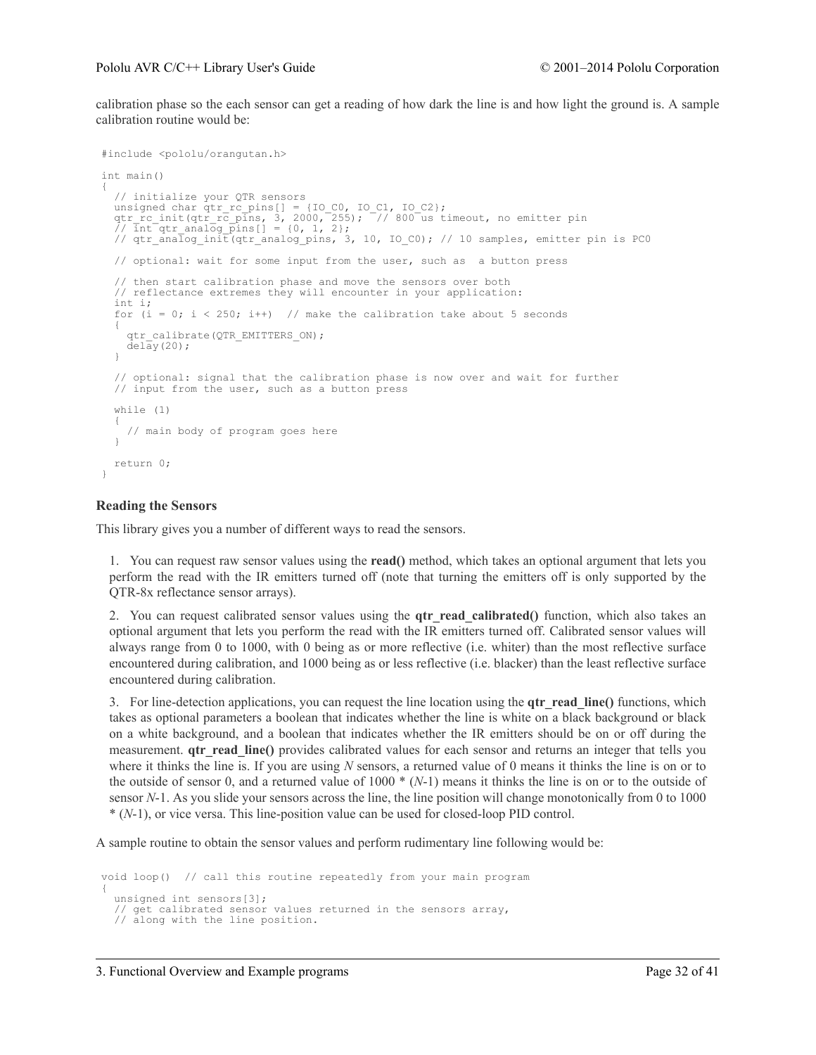calibration phase so the each sensor can get a reading of how dark the line is and how light the ground is. A sample calibration routine would be:

```
#include <pololu/orangutan.h>

int main()
{
  // initialize your QTR sensors
  unsigned char qtr_rc_pins[] = {IO_C0, IO_C1, IO_C2};
  qtr_rc_init(qtr_rc_pins, 3, 2000, 255);  // 800 us timeout, no emitter pin
  // int qtr_analog_pins[] = {0, 1, 2};
  // qtr_analog_init(qtr_analog_pins, 3, 10, IO_C0); // 10 samples, emitter pin is PC0

  // optional: wait for some input from the user, such as  a button press

  // then start calibration phase and move the sensors over both
  // reflectance extremes they will encounter in your application:
  int i;
  for (i = 0; i < 250; i++)  // make the calibration take about 5 seconds
  {
    qtr_calibrate(QTR_EMITTERS_ON);
    delay(20);
  }

  // optional: signal that the calibration phase is now over and wait for further
  // input from the user, such as a button press

  while (1)
  {
    // main body of program goes here
  }

  return 0;
}
```

### Reading the Sensors

This library gives you a number of different ways to read the sensors.

1. You can request raw sensor values using the **read()** method, which takes an optional argument that lets you perform the read with the IR emitters turned off (note that turning the emitters off is only supported by the QTR-8x reflectance sensor arrays).

2. You can request calibrated sensor values using the **qtr_read_calibrated()** function, which also takes an optional argument that lets you perform the read with the IR emitters turned off. Calibrated sensor values will always range from 0 to 1000, with 0 being as or more reflective (i.e. whiter) than the most reflective surface encountered during calibration, and 1000 being as or less reflective (i.e. blacker) than the least reflective surface encountered during calibration.

3. For line-detection applications, you can request the line location using the **qtr_read_line()** functions, which takes as optional parameters a boolean that indicates whether the line is white on a black background or black on a white background, and a boolean that indicates whether the IR emitters should be on or off during the measurement. **qtr_read_line()** provides calibrated values for each sensor and returns an integer that tells you where it thinks the line is. If you are using *N* sensors, a returned value of 0 means it thinks the line is on or to the outside of sensor 0, and a returned value of 1000 * (*N*-1) means it thinks the line is on or to the outside of sensor *N*-1. As you slide your sensors across the line, the line position will change monotonically from 0 to 1000 * (*N*-1), or vice versa. This line-position value can be used for closed-loop PID control.

A sample routine to obtain the sensor values and perform rudimentary line following would be:

```
void loop()  // call this routine repeatedly from your main program
{
  unsigned int sensors[3];
  // get calibrated sensor values returned in the sensors array,
  // along with the line position.
```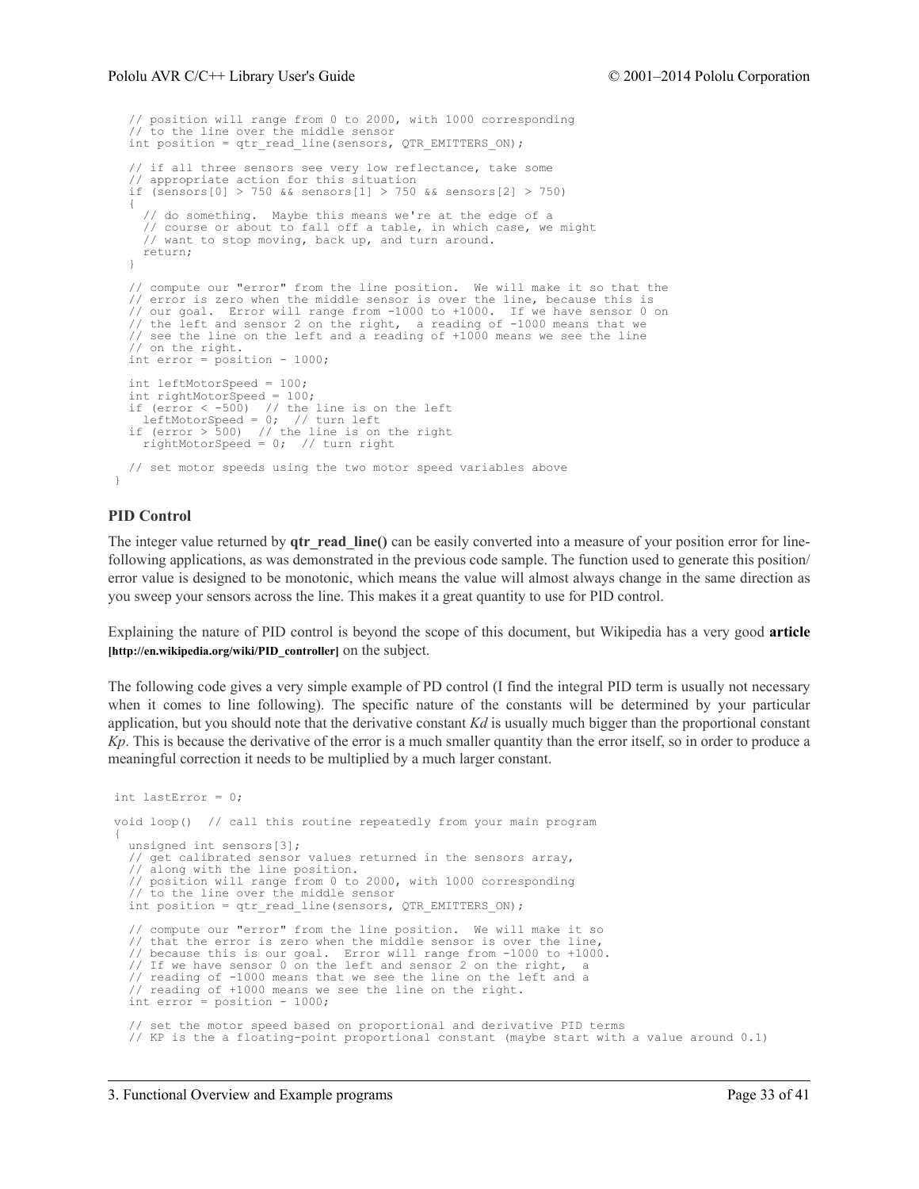```
  // position will range from 0 to 2000, with 1000 corresponding
  // to the line over the middle sensor
  int position = qtr_read_line(sensors, QTR_EMITTERS_ON);

  // if all three sensors see very low reflectance, take some
  // appropriate action for this situation
  if (sensors[0] > 750 && sensors[1] > 750 && sensors[2] > 750)
  {
    // do something.  Maybe this means we're at the edge of a
    // course or about to fall off a table, in which case, we might
    // want to stop moving, back up, and turn around.
    return;
  }

  // compute our "error" from the line position.  We will make it so that the
  // error is zero when the middle sensor is over the line, because this is
  // our goal.  Error will range from -1000 to +1000.  If we have sensor 0 on
  // the left and sensor 2 on the right,  a reading of -1000 means that we
  // see the line on the left and a reading of +1000 means we see the line
  // on the right.
  int error = position - 1000;

  int leftMotorSpeed = 100;
  int rightMotorSpeed = 100;
  if (error < -500)  // the line is on the left
    leftMotorSpeed = 0;  // turn left
  if (error > 500)  // the line is on the right
    rightMotorSpeed = 0;  // turn right

  // set motor speeds using the two motor speed variables above
}
```

### PID Control

The integer value returned by **qtr_read_line()** can be easily converted into a measure of your position error for line-following applications, as was demonstrated in the previous code sample. The function used to generate this position/error value is designed to be monotonic, which means the value will almost always change in the same direction as you sweep your sensors across the line. This makes it a great quantity to use for PID control.

Explaining the nature of PID control is beyond the scope of this document, but Wikipedia has a very good **article [http://en.wikipedia.org/wiki/PID_controller]** on the subject.

The following code gives a very simple example of PD control (I find the integral PID term is usually not necessary when it comes to line following). The specific nature of the constants will be determined by your particular application, but you should note that the derivative constant *Kd* is usually much bigger than the proportional constant *Kp*. This is because the derivative of the error is a much smaller quantity than the error itself, so in order to produce a meaningful correction it needs to be multiplied by a much larger constant.

```
int lastError = 0;

void loop()  // call this routine repeatedly from your main program
{
  unsigned int sensors[3];
  // get calibrated sensor values returned in the sensors array,
  // along with the line position.
  // position will range from 0 to 2000, with 1000 corresponding
  // to the line over the middle sensor
  int position = qtr_read_line(sensors, QTR_EMITTERS_ON);

  // compute our "error" from the line position.  We will make it so
  // that the error is zero when the middle sensor is over the line,
  // because this is our goal.  Error will range from -1000 to +1000.
  // If we have sensor 0 on the left and sensor 2 on the right,  a
  // reading of -1000 means that we see the line on the left and a
  // reading of +1000 means we see the line on the right.
  int error = position - 1000;

  // set the motor speed based on proportional and derivative PID terms
  // KP is the a floating-point proportional constant (maybe start with a value around 0.1)
```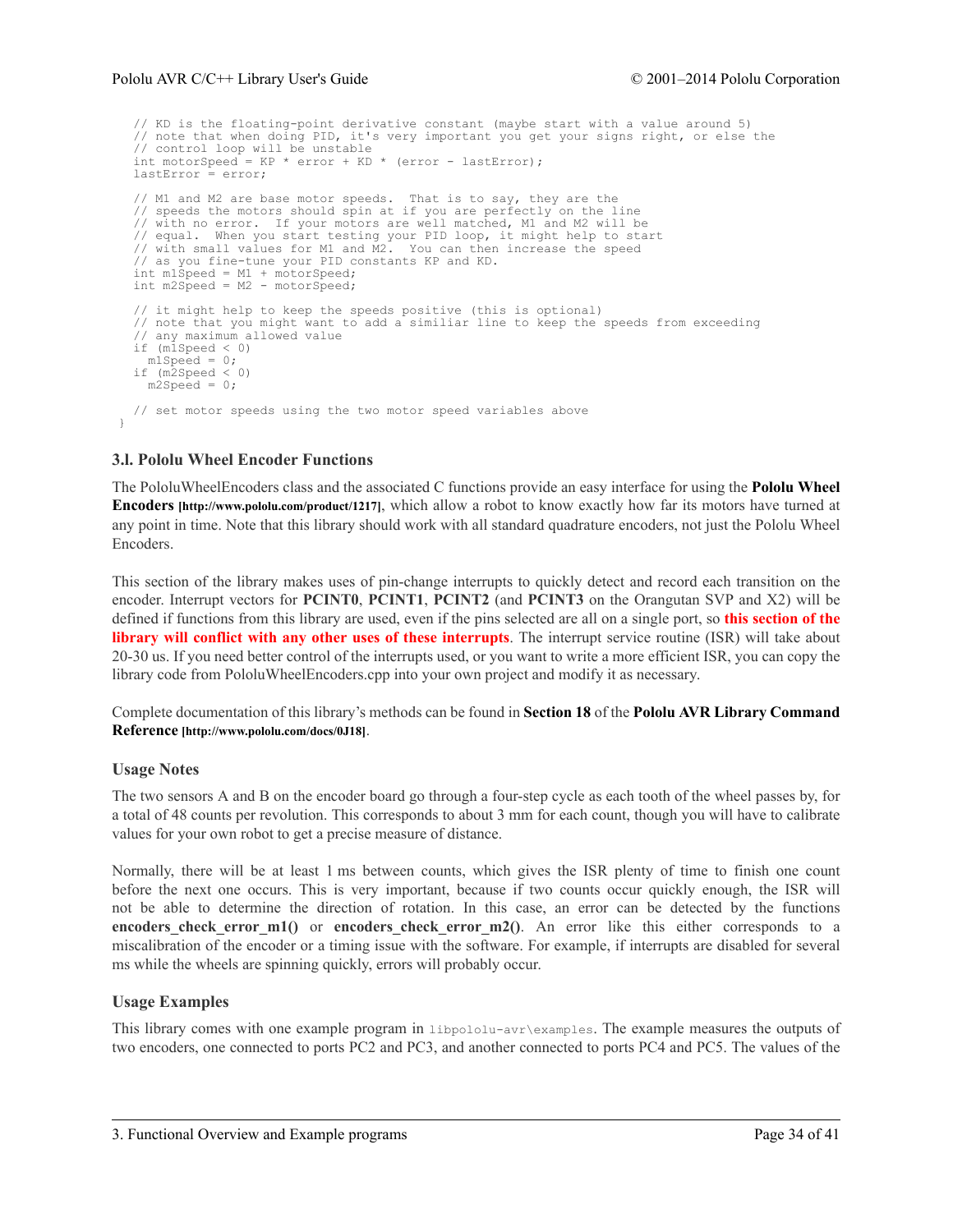```
  // KD is the floating-point derivative constant (maybe start with a value around 5)
  // note that when doing PID, it's very important you get your signs right, or else the
  // control loop will be unstable
  int motorSpeed = KP * error + KD * (error - lastError);
  lastError = error;

  // M1 and M2 are base motor speeds.  That is to say, they are the
  // speeds the motors should spin at if you are perfectly on the line
  // with no error.  If your motors are well matched, M1 and M2 will be
  // equal.  When you start testing your PID loop, it might help to start
  // with small values for M1 and M2.  You can then increase the speed
  // as you fine-tune your PID constants KP and KD.
  int m1Speed = M1 + motorSpeed;
  int m2Speed = M2 - motorSpeed;

  // it might help to keep the speeds positive (this is optional)
  // note that you might want to add a similiar line to keep the speeds from exceeding
  // any maximum allowed value
  if (m1Speed < 0)
    m1Speed = 0;
  if (m2Speed < 0)
    m2Speed = 0;

  // set motor speeds using the two motor speed variables above
}
```

### 3.l. Pololu Wheel Encoder Functions

The PololuWheelEncoders class and the associated C functions provide an easy interface for using the **Pololu Wheel Encoders [http://www.pololu.com/product/1217]**, which allow a robot to know exactly how far its motors have turned at any point in time. Note that this library should work with all standard quadrature encoders, not just the Pololu Wheel Encoders.

This section of the library makes uses of pin-change interrupts to quickly detect and record each transition on the encoder. Interrupt vectors for **PCINT0**, **PCINT1**, **PCINT2** (and **PCINT3** on the Orangutan SVP and X2) will be defined if functions from this library are used, even if the pins selected are all on a single port, so **this section of the library will conflict with any other uses of these interrupts**. The interrupt service routine (ISR) will take about 20-30 us. If you need better control of the interrupts used, or you want to write a more efficient ISR, you can copy the library code from PololuWheelEncoders.cpp into your own project and modify it as necessary.

Complete documentation of this library's methods can be found in **Section 18** of the **Pololu AVR Library Command Reference [http://www.pololu.com/docs/0J18]**.

#### Usage Notes

The two sensors A and B on the encoder board go through a four-step cycle as each tooth of the wheel passes by, for a total of 48 counts per revolution. This corresponds to about 3 mm for each count, though you will have to calibrate values for your own robot to get a precise measure of distance.

Normally, there will be at least 1 ms between counts, which gives the ISR plenty of time to finish one count before the next one occurs. This is very important, because if two counts occur quickly enough, the ISR will not be able to determine the direction of rotation. In this case, an error can be detected by the functions **encoders_check_error_m1()** or **encoders_check_error_m2()**. An error like this either corresponds to a miscalibration of the encoder or a timing issue with the software. For example, if interrupts are disabled for several ms while the wheels are spinning quickly, errors will probably occur.

#### Usage Examples

This library comes with one example program in `libpololu-avr\examples`. The example measures the outputs of two encoders, one connected to ports PC2 and PC3, and another connected to ports PC4 and PC5. The values of the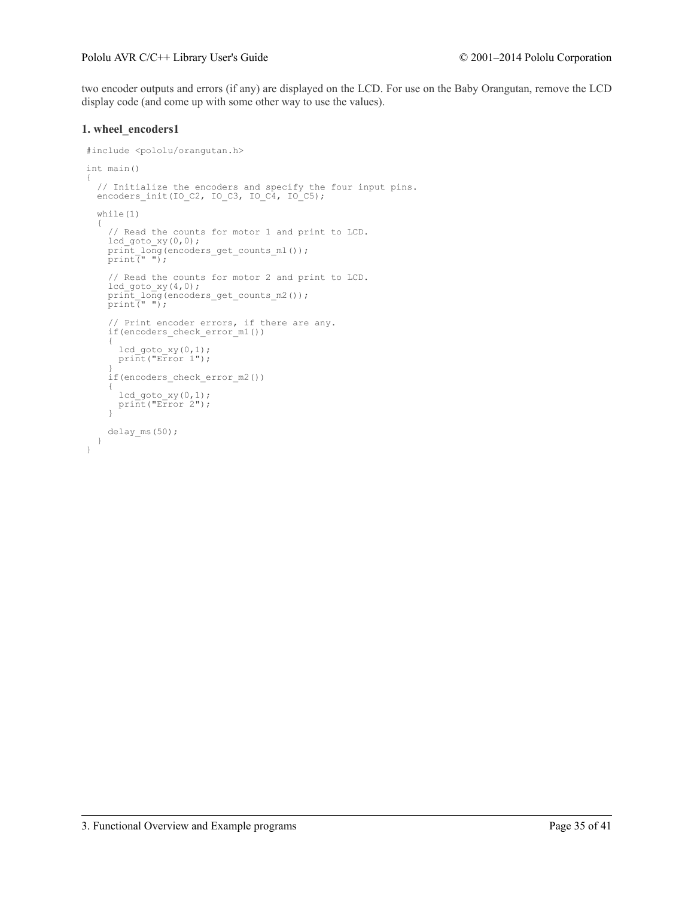two encoder outputs and errors (if any) are displayed on the LCD. For use on the Baby Orangutan, remove the LCD display code (and come up with some other way to use the values).

### 1. wheel_encoders1

```
#include <pololu/orangutan.h>

int main()
{
  // Initialize the encoders and specify the four input pins.
  encoders_init(IO_C2, IO_C3, IO_C4, IO_C5);

  while(1)
  {
    // Read the counts for motor 1 and print to LCD.
    lcd_goto_xy(0,0);
    print_long(encoders_get_counts_m1());
    print(" ");

    // Read the counts for motor 2 and print to LCD.
    lcd_goto_xy(4,0);
    print_long(encoders_get_counts_m2());
    print(" ");

    // Print encoder errors, if there are any.
    if(encoders_check_error_m1())
    {
      lcd_goto_xy(0,1);
      print("Error 1");
    }
    if(encoders_check_error_m2())
    {
      lcd_goto_xy(0,1);
      print("Error 2");
    }

    delay_ms(50);
  }
}
```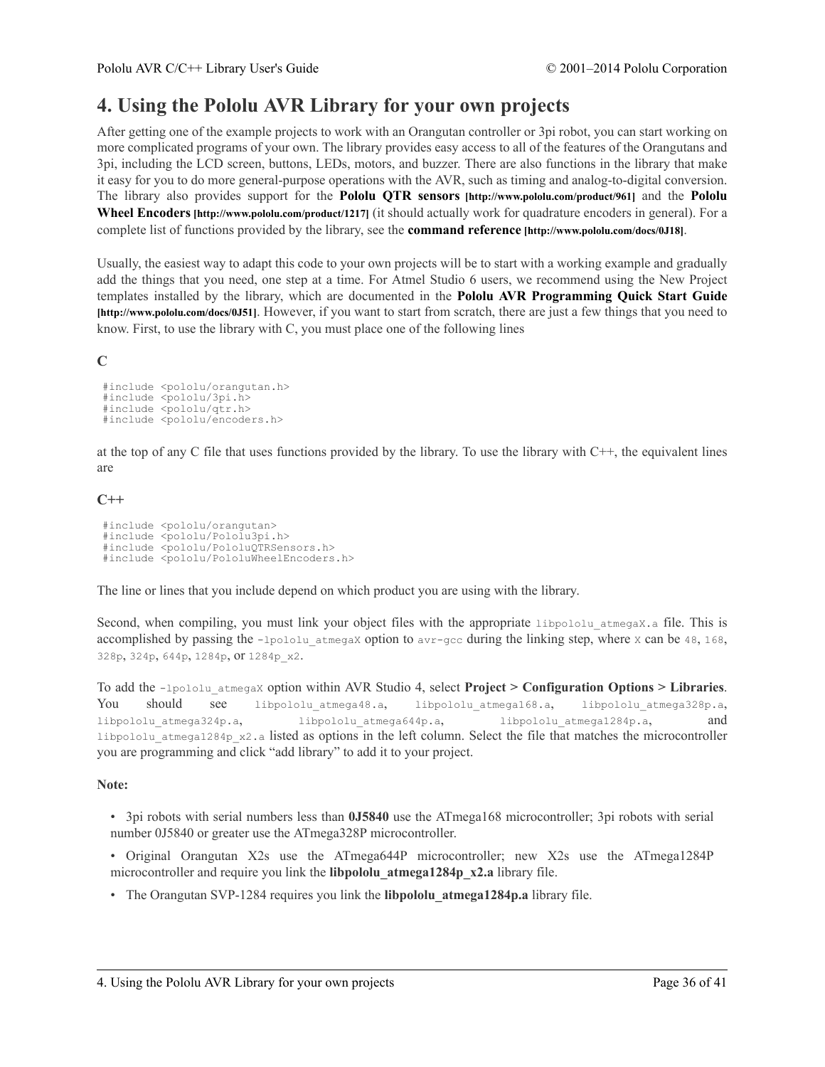# 4. Using the Pololu AVR Library for your own projects

After getting one of the example projects to work with an Orangutan controller or 3pi robot, you can start working on more complicated programs of your own. The library provides easy access to all of the features of the Orangutans and 3pi, including the LCD screen, buttons, LEDs, motors, and buzzer. There are also functions in the library that make it easy for you to do more general-purpose operations with the AVR, such as timing and analog-to-digital conversion. The library also provides support for the **Pololu QTR sensors** **[http://www.pololu.com/product/961]** and the **Pololu Wheel Encoders** **[http://www.pololu.com/product/1217]** (it should actually work for quadrature encoders in general). For a complete list of functions provided by the library, see the **command reference** **[http://www.pololu.com/docs/0J18]**.

Usually, the easiest way to adapt this code to your own projects will be to start with a working example and gradually add the things that you need, one step at a time. For Atmel Studio 6 users, we recommend using the New Project templates installed by the library, which are documented in the **Pololu AVR Programming Quick Start Guide** **[http://www.pololu.com/docs/0J51]**. However, if you want to start from scratch, there are just a few things that you need to know. First, to use the library with C, you must place one of the following lines

**C**

```
#include <pololu/orangutan.h>
#include <pololu/3pi.h>
#include <pololu/qtr.h>
#include <pololu/encoders.h>
```

at the top of any C file that uses functions provided by the library. To use the library with C++, the equivalent lines are

**C++**

```
#include <pololu/orangutan>
#include <pololu/Pololu3pi.h>
#include <pololu/PololuQTRSensors.h>
#include <pololu/PololuWheelEncoders.h>
```

The line or lines that you include depend on which product you are using with the library.

Second, when compiling, you must link your object files with the appropriate `libpololu_atmegaX.a` file. This is accomplished by passing the `-lpololu_atmegaX` option to `avr-gcc` during the linking step, where `X` can be `48`, `168`, `328p`, `324p`, `644p`, `1284p`, or `1284p_x2`.

To add the `-lpololu_atmegaX` option within AVR Studio 4, select **Project > Configuration Options > Libraries**. You should see `libpololu_atmega48.a`, `libpololu_atmega168.a`, `libpololu_atmega328p.a`, `libpololu_atmega324p.a`, `libpololu_atmega644p.a`, `libpololu_atmega1284p.a`, and `libpololu_atmega1284p_x2.a` listed as options in the left column. Select the file that matches the microcontroller you are programming and click "add library" to add it to your project.

**Note:**

- 3pi robots with serial numbers less than **0J5840** use the ATmega168 microcontroller; 3pi robots with serial number 0J5840 or greater use the ATmega328P microcontroller.
- Original Orangutan X2s use the ATmega644P microcontroller; new X2s use the ATmega1284P microcontroller and require you link the **libpololu_atmega1284p_x2.a** library file.
- The Orangutan SVP-1284 requires you link the **libpololu_atmega1284p.a** library file.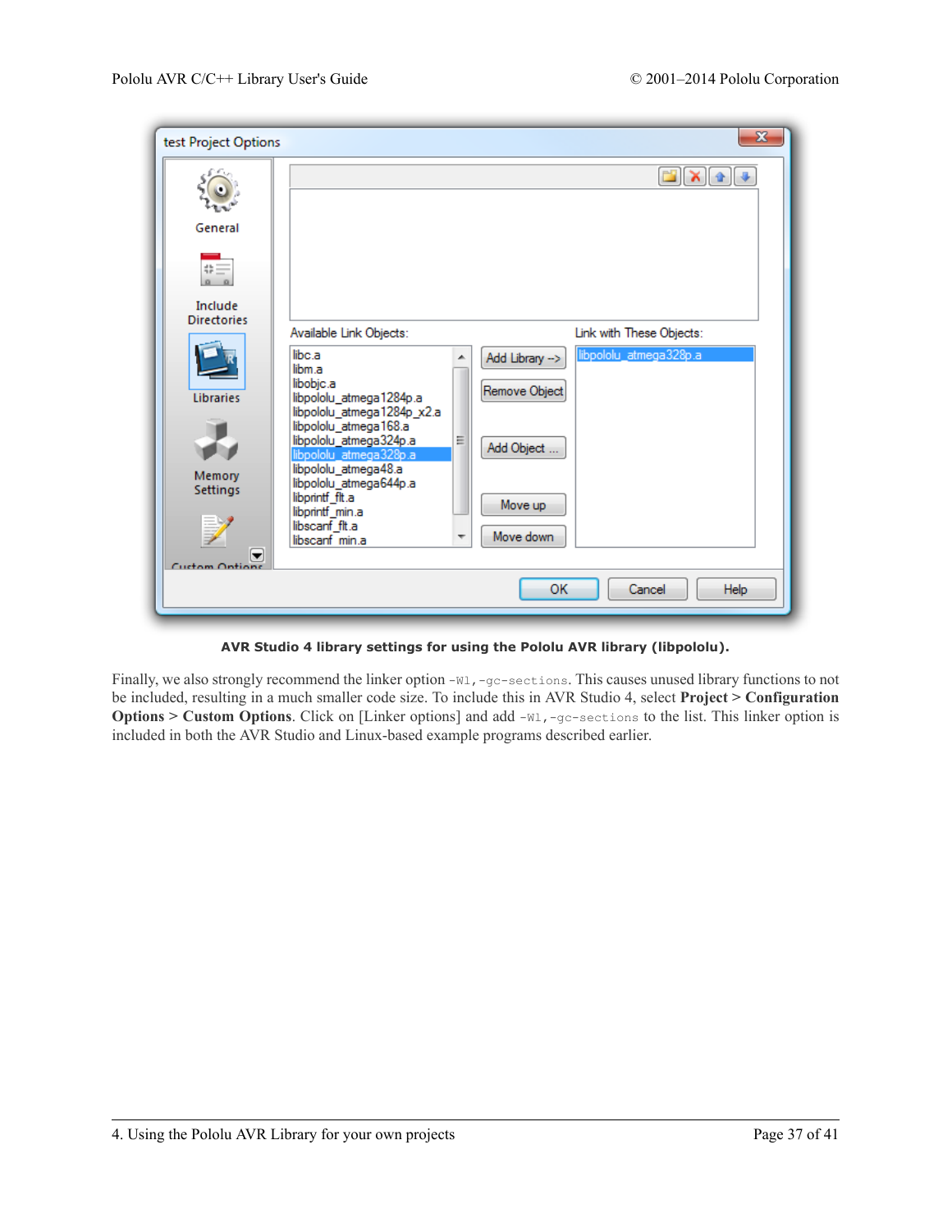**AVR Studio 4 library settings for using the Pololu AVR library (libpololu).**

Finally, we also strongly recommend the linker option `-Wl,-gc-sections`. This causes unused library functions to not be included, resulting in a much smaller code size. To include this in AVR Studio 4, select **Project > Configuration Options > Custom Options**. Click on [Linker options] and add `-Wl,-gc-sections` to the list. This linker option is included in both the AVR Studio and Linux-based example programs described earlier.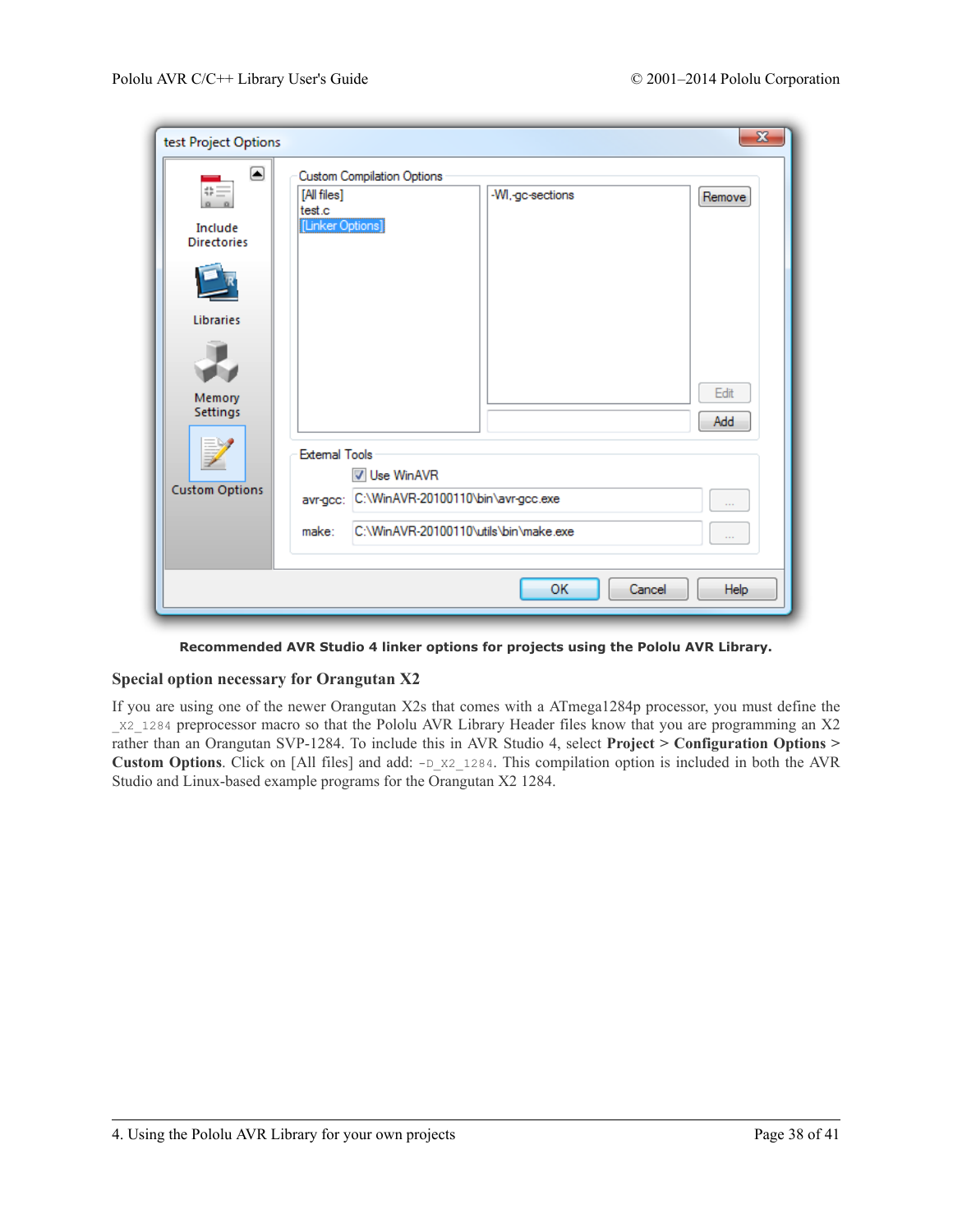Recommended AVR Studio 4 linker options for projects using the Pololu AVR Library.

### Special option necessary for Orangutan X2

If you are using one of the newer Orangutan X2s that comes with a ATmega1284p processor, you must define the `_X2_1284` preprocessor macro so that the Pololu AVR Library Header files know that you are programming an X2 rather than an Orangutan SVP-1284. To include this in AVR Studio 4, select **Project > Configuration Options > Custom Options**. Click on [All files] and add: `-D_X2_1284`. This compilation option is included in both the AVR Studio and Linux-based example programs for the Orangutan X2 1284.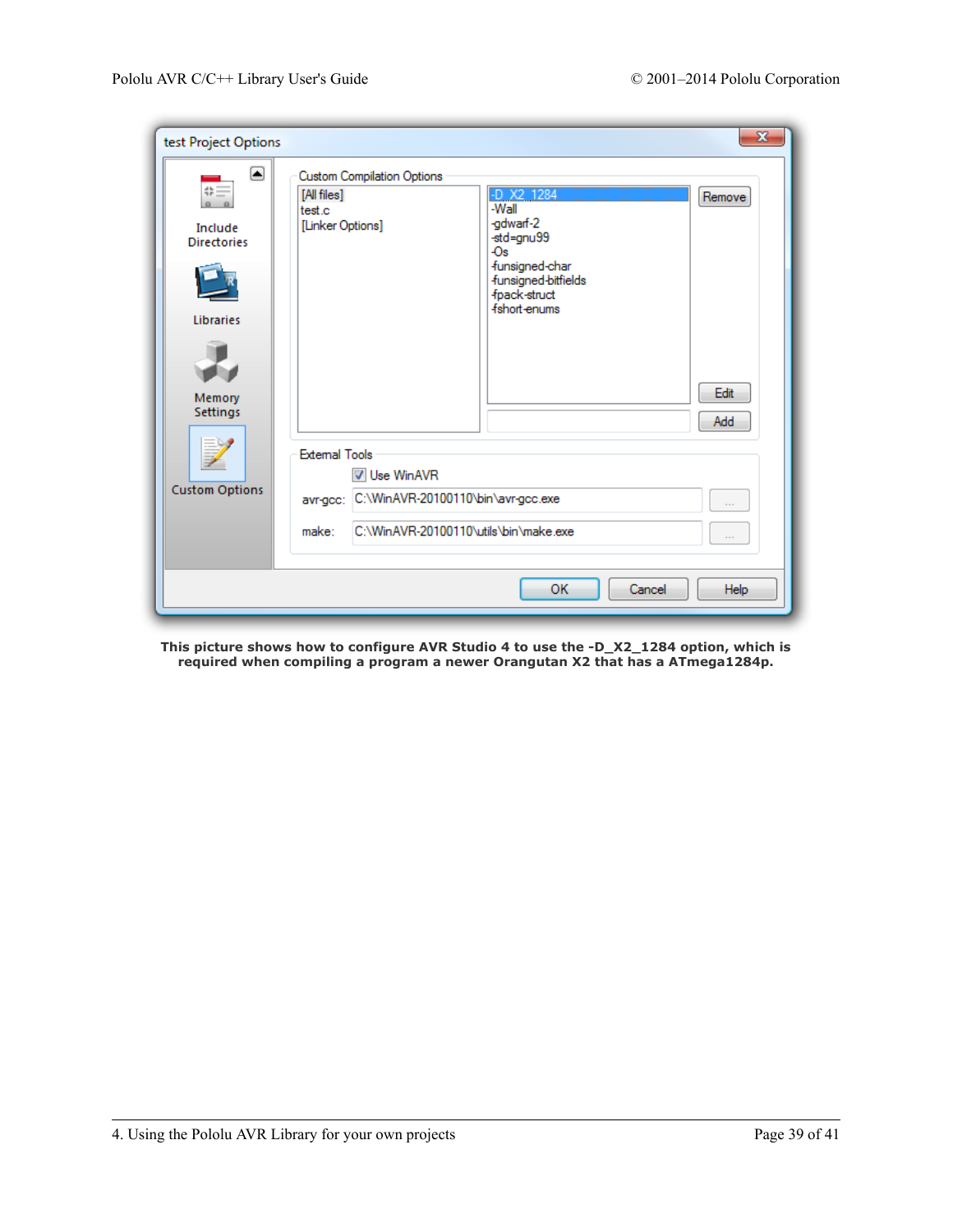This picture shows how to configure AVR Studio 4 to use the -D_X2_1284 option, which is required when compiling a program a newer Orangutan X2 that has a ATmega1284p.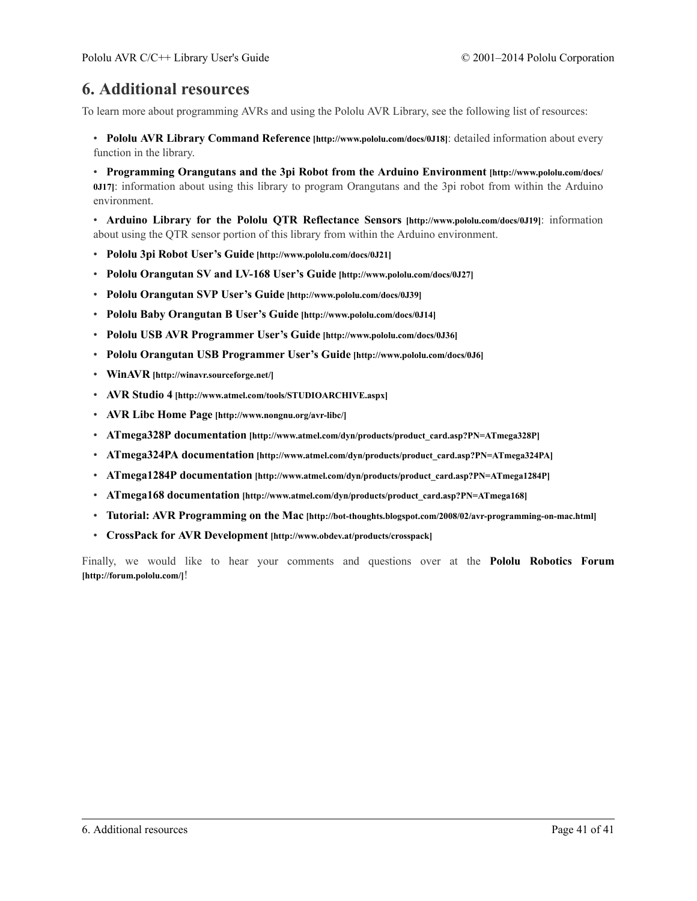# 6. Additional resources

To learn more about programming AVRs and using the Pololu AVR Library, see the following list of resources:

- **Pololu AVR Library Command Reference [http://www.pololu.com/docs/0J18]**: detailed information about every function in the library.
- **Programming Orangutans and the 3pi Robot from the Arduino Environment [http://www.pololu.com/docs/0J17]**: information about using this library to program Orangutans and the 3pi robot from within the Arduino environment.
- **Arduino Library for the Pololu QTR Reflectance Sensors [http://www.pololu.com/docs/0J19]**: information about using the QTR sensor portion of this library from within the Arduino environment.
- **Pololu 3pi Robot User's Guide [http://www.pololu.com/docs/0J21]**
- **Pololu Orangutan SV and LV-168 User's Guide [http://www.pololu.com/docs/0J27]**
- **Pololu Orangutan SVP User's Guide [http://www.pololu.com/docs/0J39]**
- **Pololu Baby Orangutan B User's Guide [http://www.pololu.com/docs/0J14]**
- **Pololu USB AVR Programmer User's Guide [http://www.pololu.com/docs/0J36]**
- **Pololu Orangutan USB Programmer User's Guide [http://www.pololu.com/docs/0J6]**
- **WinAVR [http://winavr.sourceforge.net/]**
- **AVR Studio 4 [http://www.atmel.com/tools/STUDIOARCHIVE.aspx]**
- **AVR Libc Home Page [http://www.nongnu.org/avr-libc/]**
- **ATmega328P documentation [http://www.atmel.com/dyn/products/product_card.asp?PN=ATmega328P]**
- **ATmega324PA documentation [http://www.atmel.com/dyn/products/product_card.asp?PN=ATmega324PA]**
- **ATmega1284P documentation [http://www.atmel.com/dyn/products/product_card.asp?PN=ATmega1284P]**
- **ATmega168 documentation [http://www.atmel.com/dyn/products/product_card.asp?PN=ATmega168]**
- **Tutorial: AVR Programming on the Mac [http://bot-thoughts.blogspot.com/2008/02/avr-programming-on-mac.html]**
- **CrossPack for AVR Development [http://www.obdev.at/products/crosspack]**

Finally, we would like to hear your comments and questions over at the **Pololu Robotics Forum [http://forum.pololu.com/]**!